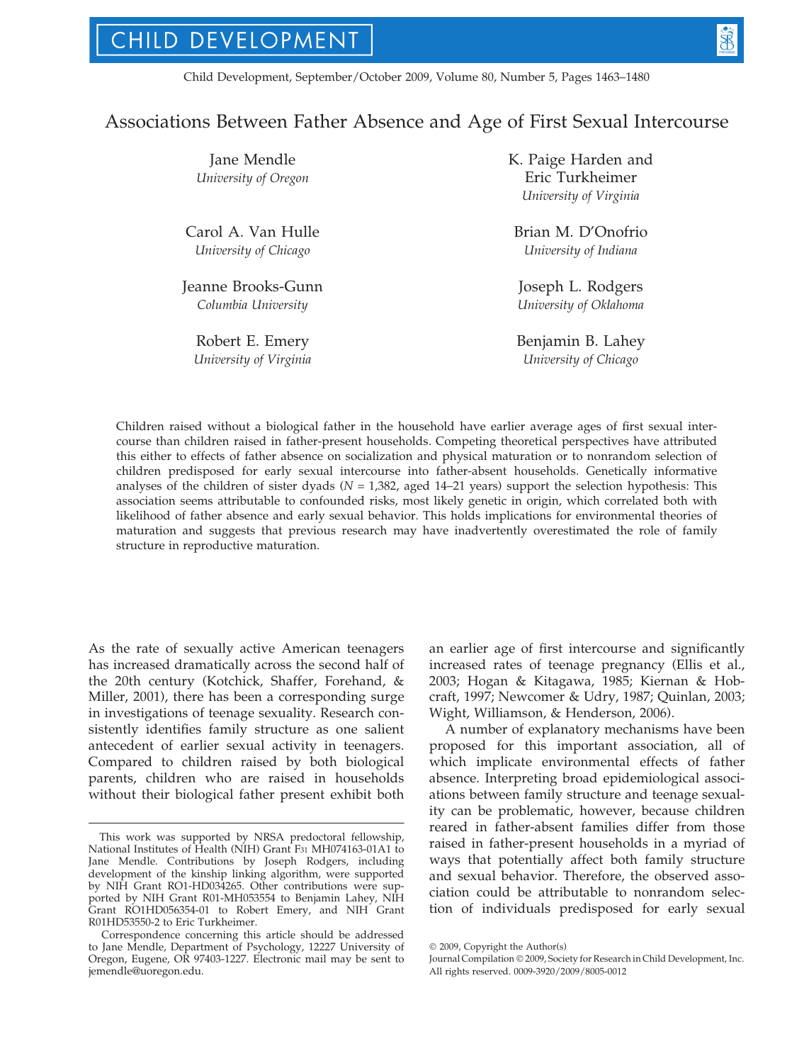# Associations Between Father Absence and Age of First Sexual Intercourse

Jane Mendle
*University of Oregon*

K. Paige Harden and Eric Turkheimer
*University of Virginia*

Carol A. Van Hulle
*University of Chicago*

Brian M. D'Onofrio
*University of Indiana*

Jeanne Brooks-Gunn
*Columbia University*

Joseph L. Rodgers
*University of Oklahoma*

Robert E. Emery
*University of Virginia*

Benjamin B. Lahey
*University of Chicago*

Children raised without a biological father in the household have earlier average ages of first sexual intercourse than children raised in father-present households. Competing theoretical perspectives have attributed this either to effects of father absence on socialization and physical maturation or to nonrandom selection of children predisposed for early sexual intercourse into father-absent households. Genetically informative analyses of the children of sister dyads ($N$ = 1,382, aged 14–21 years) support the selection hypothesis: This association seems attributable to confounded risks, most likely genetic in origin, which correlated both with likelihood of father absence and early sexual behavior. This holds implications for environmental theories of maturation and suggests that previous research may have inadvertently overestimated the role of family structure in reproductive maturation.

As the rate of sexually active American teenagers has increased dramatically across the second half of the 20th century (Kotchick, Shaffer, Forehand, & Miller, 2001), there has been a corresponding surge in investigations of teenage sexuality. Research consistently identifies family structure as one salient antecedent of earlier sexual activity in teenagers. Compared to children raised by both biological parents, children who are raised in households without their biological father present exhibit both an earlier age of first intercourse and significantly increased rates of teenage pregnancy (Ellis et al., 2003; Hogan & Kitagawa, 1985; Kiernan & Hobcraft, 1997; Newcomer & Udry, 1987; Quinlan, 2003; Wight, Williamson, & Henderson, 2006).

A number of explanatory mechanisms have been proposed for this important association, all of which implicate environmental effects of father absence. Interpreting broad epidemiological associations between family structure and teenage sexuality can be problematic, however, because children reared in father-absent families differ from those raised in father-present households in a myriad of ways that potentially affect both family structure and sexual behavior. Therefore, the observed association could be attributable to nonrandom selection of individuals predisposed for early sexual

This work was supported by NRSA predoctoral fellowship, National Institutes of Health (NIH) Grant F31 MH074163-01A1 to Jane Mendle. Contributions by Joseph Rodgers, including development of the kinship linking algorithm, were supported by NIH Grant RO1-HD034265. Other contributions were supported by NIH Grant R01-MH053554 to Benjamin Lahey, NIH Grant RO1HD056354-01 to Robert Emery, and NIH Grant R01HD53550-2 to Eric Turkheimer.

Correspondence concerning this article should be addressed to Jane Mendle, Department of Psychology, 12227 University of Oregon, Eugene, OR 97403-1227. Electronic mail may be sent to jemendle@uoregon.edu.

© 2009, Copyright the Author(s)
Journal Compilation © 2009, Society for Research in Child Development, Inc.
All rights reserved. 0009-3920/2009/8005-0012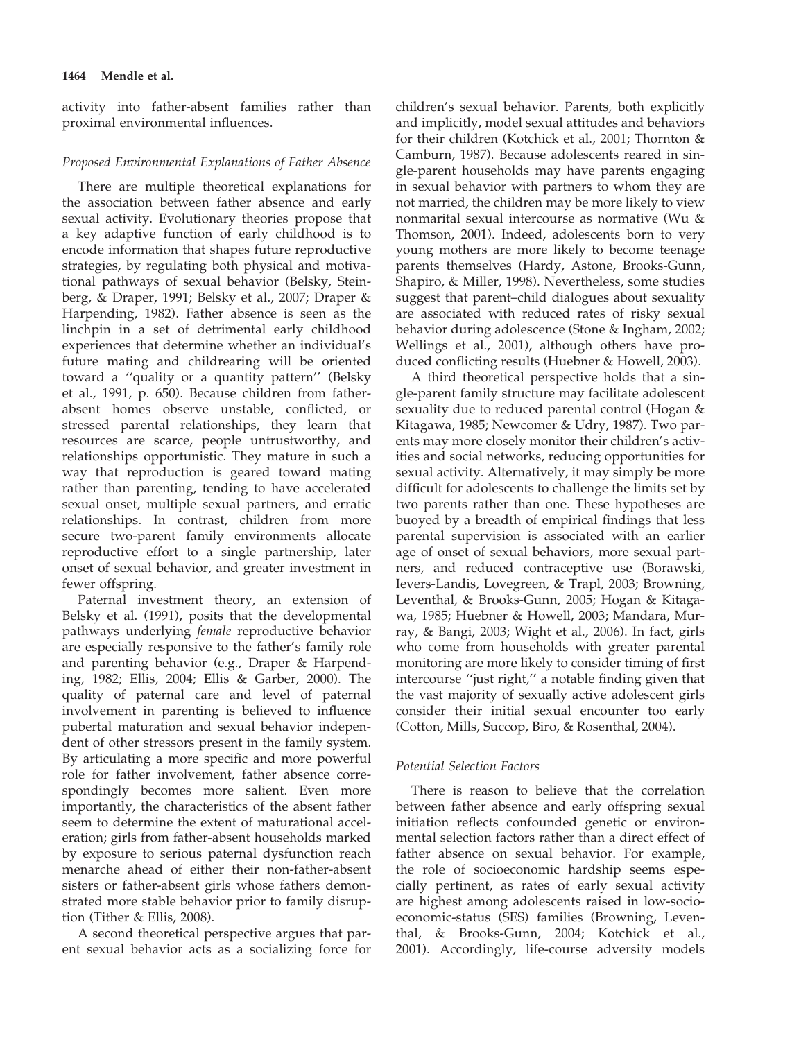activity into father-absent families rather than proximal environmental influences.

### *Proposed Environmental Explanations of Father Absence*

There are multiple theoretical explanations for the association between father absence and early sexual activity. Evolutionary theories propose that a key adaptive function of early childhood is to encode information that shapes future reproductive strategies, by regulating both physical and motivational pathways of sexual behavior (Belsky, Steinberg, & Draper, 1991; Belsky et al., 2007; Draper & Harpending, 1982). Father absence is seen as the linchpin in a set of detrimental early childhood experiences that determine whether an individual's future mating and childrearing will be oriented toward a ''quality or a quantity pattern'' (Belsky et al., 1991, p. 650). Because children from father-absent homes observe unstable, conflicted, or stressed parental relationships, they learn that resources are scarce, people untrustworthy, and relationships opportunistic. They mature in such a way that reproduction is geared toward mating rather than parenting, tending to have accelerated sexual onset, multiple sexual partners, and erratic relationships. In contrast, children from more secure two-parent family environments allocate reproductive effort to a single partnership, later onset of sexual behavior, and greater investment in fewer offspring.

Paternal investment theory, an extension of Belsky et al. (1991), posits that the developmental pathways underlying *female* reproductive behavior are especially responsive to the father's family role and parenting behavior (e.g., Draper & Harpending, 1982; Ellis, 2004; Ellis & Garber, 2000). The quality of paternal care and level of paternal involvement in parenting is believed to influence pubertal maturation and sexual behavior independent of other stressors present in the family system. By articulating a more specific and more powerful role for father involvement, father absence correspondingly becomes more salient. Even more importantly, the characteristics of the absent father seem to determine the extent of maturational acceleration; girls from father-absent households marked by exposure to serious paternal dysfunction reach menarche ahead of either their non-father-absent sisters or father-absent girls whose fathers demonstrated more stable behavior prior to family disruption (Tither & Ellis, 2008).

A second theoretical perspective argues that parent sexual behavior acts as a socializing force for children's sexual behavior. Parents, both explicitly and implicitly, model sexual attitudes and behaviors for their children (Kotchick et al., 2001; Thornton & Camburn, 1987). Because adolescents reared in single-parent households may have parents engaging in sexual behavior with partners to whom they are not married, the children may be more likely to view nonmarital sexual intercourse as normative (Wu & Thomson, 2001). Indeed, adolescents born to very young mothers are more likely to become teenage parents themselves (Hardy, Astone, Brooks-Gunn, Shapiro, & Miller, 1998). Nevertheless, some studies suggest that parent–child dialogues about sexuality are associated with reduced rates of risky sexual behavior during adolescence (Stone & Ingham, 2002; Wellings et al., 2001), although others have produced conflicting results (Huebner & Howell, 2003).

A third theoretical perspective holds that a single-parent family structure may facilitate adolescent sexuality due to reduced parental control (Hogan & Kitagawa, 1985; Newcomer & Udry, 1987). Two parents may more closely monitor their children's activities and social networks, reducing opportunities for sexual activity. Alternatively, it may simply be more difficult for adolescents to challenge the limits set by two parents rather than one. These hypotheses are buoyed by a breadth of empirical findings that less parental supervision is associated with an earlier age of onset of sexual behaviors, more sexual partners, and reduced contraceptive use (Borawski, Ievers-Landis, Lovegreen, & Trapl, 2003; Browning, Leventhal, & Brooks-Gunn, 2005; Hogan & Kitagawa, 1985; Huebner & Howell, 2003; Mandara, Murray, & Bangi, 2003; Wight et al., 2006). In fact, girls who come from households with greater parental monitoring are more likely to consider timing of first intercourse ''just right,'' a notable finding given that the vast majority of sexually active adolescent girls consider their initial sexual encounter too early (Cotton, Mills, Succop, Biro, & Rosenthal, 2004).

### *Potential Selection Factors*

There is reason to believe that the correlation between father absence and early offspring sexual initiation reflects confounded genetic or environmental selection factors rather than a direct effect of father absence on sexual behavior. For example, the role of socioeconomic hardship seems especially pertinent, as rates of early sexual activity are highest among adolescents raised in low-socioeconomic-status (SES) families (Browning, Leventhal, & Brooks-Gunn, 2004; Kotchick et al., 2001). Accordingly, life-course adversity models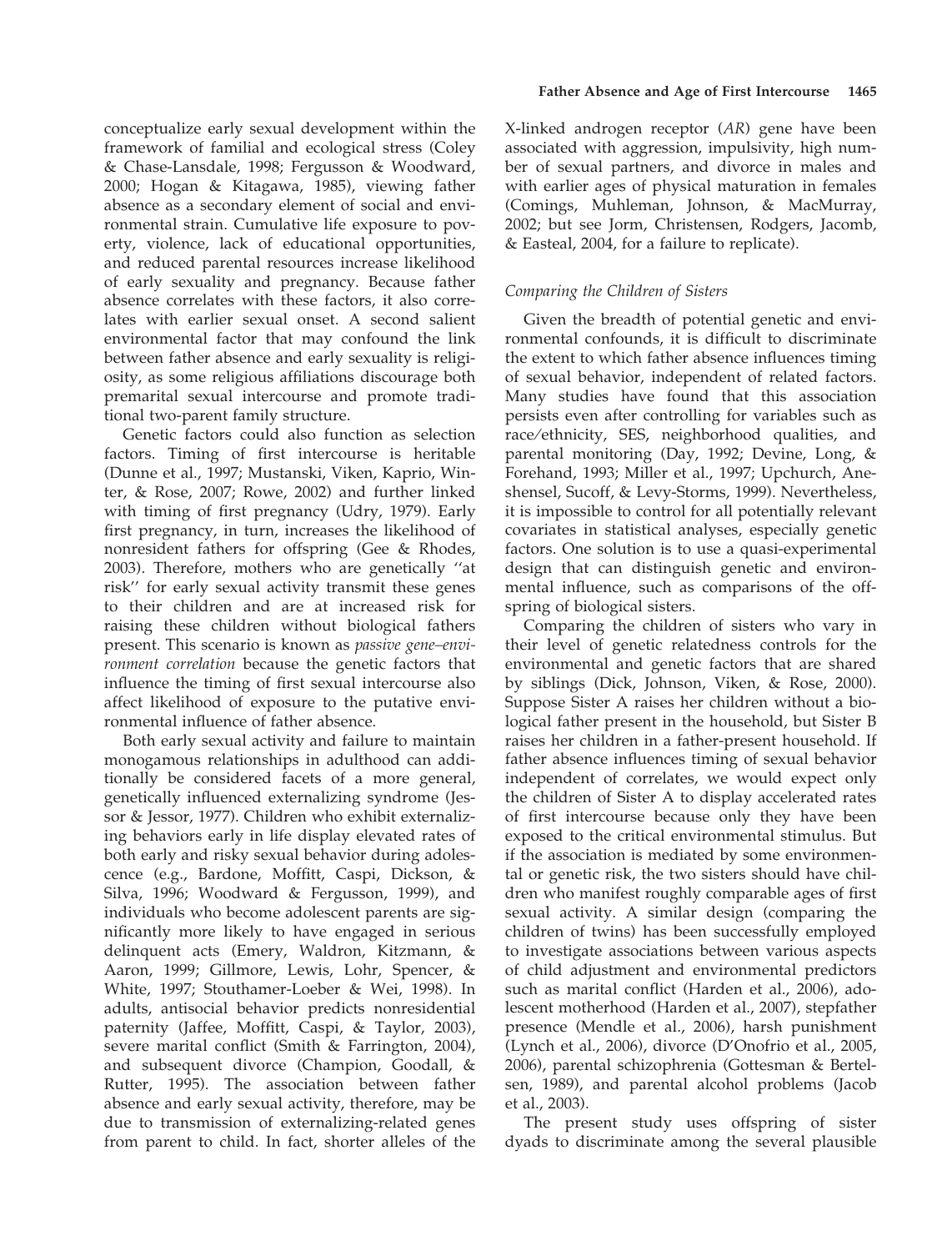conceptualize early sexual development within the framework of familial and ecological stress (Coley & Chase-Lansdale, 1998; Fergusson & Woodward, 2000; Hogan & Kitagawa, 1985), viewing father absence as a secondary element of social and environmental strain. Cumulative life exposure to poverty, violence, lack of educational opportunities, and reduced parental resources increase likelihood of early sexuality and pregnancy. Because father absence correlates with these factors, it also correlates with earlier sexual onset. A second salient environmental factor that may confound the link between father absence and early sexuality is religiosity, as some religious affiliations discourage both premarital sexual intercourse and promote traditional two-parent family structure.

Genetic factors could also function as selection factors. Timing of first intercourse is heritable (Dunne et al., 1997; Mustanski, Viken, Kaprio, Winter, & Rose, 2007; Rowe, 2002) and further linked with timing of first pregnancy (Udry, 1979). Early first pregnancy, in turn, increases the likelihood of nonresident fathers for offspring (Gee & Rhodes, 2003). Therefore, mothers who are genetically ''at risk'' for early sexual activity transmit these genes to their children and are at increased risk for raising these children without biological fathers present. This scenario is known as *passive gene–environment correlation* because the genetic factors that influence the timing of first sexual intercourse also affect likelihood of exposure to the putative environmental influence of father absence.

Both early sexual activity and failure to maintain monogamous relationships in adulthood can additionally be considered facets of a more general, genetically influenced externalizing syndrome (Jessor & Jessor, 1977). Children who exhibit externalizing behaviors early in life display elevated rates of both early and risky sexual behavior during adolescence (e.g., Bardone, Moffitt, Caspi, Dickson, & Silva, 1996; Woodward & Fergusson, 1999), and individuals who become adolescent parents are significantly more likely to have engaged in serious delinquent acts (Emery, Waldron, Kitzmann, & Aaron, 1999; Gillmore, Lewis, Lohr, Spencer, & White, 1997; Stouthamer-Loeber & Wei, 1998). In adults, antisocial behavior predicts nonresidential paternity (Jaffee, Moffitt, Caspi, & Taylor, 2003), severe marital conflict (Smith & Farrington, 2004), and subsequent divorce (Champion, Goodall, & Rutter, 1995). The association between father absence and early sexual activity, therefore, may be due to transmission of externalizing-related genes from parent to child. In fact, shorter alleles of the X-linked androgen receptor (*AR*) gene have been associated with aggression, impulsivity, high number of sexual partners, and divorce in males and with earlier ages of physical maturation in females (Comings, Muhleman, Johnson, & MacMurray, 2002; but see Jorm, Christensen, Rodgers, Jacomb, & Easteal, 2004, for a failure to replicate).

### *Comparing the Children of Sisters*

Given the breadth of potential genetic and environmental confounds, it is difficult to discriminate the extent to which father absence influences timing of sexual behavior, independent of related factors. Many studies have found that this association persists even after controlling for variables such as race/ethnicity, SES, neighborhood qualities, and parental monitoring (Day, 1992; Devine, Long, & Forehand, 1993; Miller et al., 1997; Upchurch, Aneshensel, Sucoff, & Levy-Storms, 1999). Nevertheless, it is impossible to control for all potentially relevant covariates in statistical analyses, especially genetic factors. One solution is to use a quasi-experimental design that can distinguish genetic and environmental influence, such as comparisons of the offspring of biological sisters.

Comparing the children of sisters who vary in their level of genetic relatedness controls for the environmental and genetic factors that are shared by siblings (Dick, Johnson, Viken, & Rose, 2000). Suppose Sister A raises her children without a biological father present in the household, but Sister B raises her children in a father-present household. If father absence influences timing of sexual behavior independent of correlates, we would expect only the children of Sister A to display accelerated rates of first intercourse because only they have been exposed to the critical environmental stimulus. But if the association is mediated by some environmental or genetic risk, the two sisters should have children who manifest roughly comparable ages of first sexual activity. A similar design (comparing the children of twins) has been successfully employed to investigate associations between various aspects of child adjustment and environmental predictors such as marital conflict (Harden et al., 2006), adolescent motherhood (Harden et al., 2007), stepfather presence (Mendle et al., 2006), harsh punishment (Lynch et al., 2006), divorce (D'Onofrio et al., 2005, 2006), parental schizophrenia (Gottesman & Bertelsen, 1989), and parental alcohol problems (Jacob et al., 2003).

The present study uses offspring of sister dyads to discriminate among the several plausible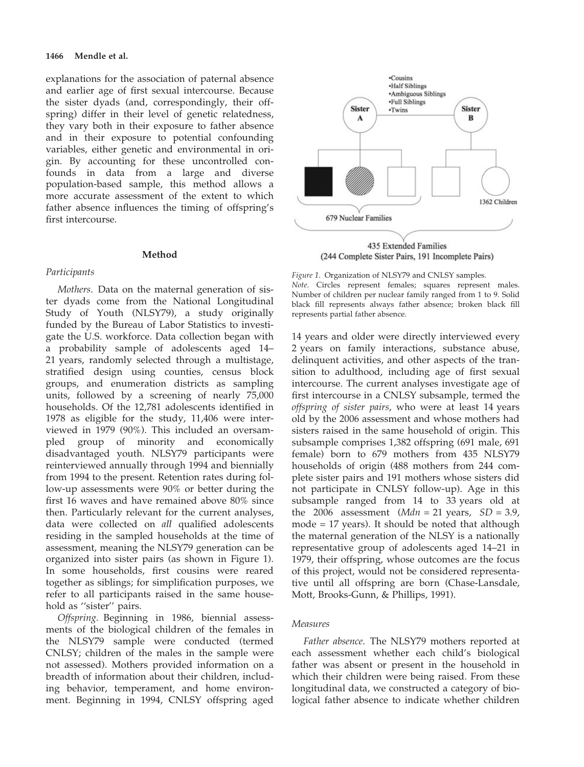explanations for the association of paternal absence and earlier age of first sexual intercourse. Because the sister dyads (and, correspondingly, their offspring) differ in their level of genetic relatedness, they vary both in their exposure to father absence and in their exposure to potential confounding variables, either genetic and environmental in origin. By accounting for these uncontrolled confounds in data from a large and diverse population-based sample, this method allows a more accurate assessment of the extent to which father absence influences the timing of offspring's first intercourse.

## Method

### *Participants*

*Mothers*. Data on the maternal generation of sister dyads come from the National Longitudinal Study of Youth (NLSY79), a study originally funded by the Bureau of Labor Statistics to investigate the U.S. workforce. Data collection began with a probability sample of adolescents aged 14–21 years, randomly selected through a multistage, stratified design using counties, census block groups, and enumeration districts as sampling units, followed by a screening of nearly 75,000 households. Of the 12,781 adolescents identified in 1978 as eligible for the study, 11,406 were interviewed in 1979 (90%). This included an oversampled group of minority and economically disadvantaged youth. NLSY79 participants were reinterviewed annually through 1994 and biennially from 1994 to the present. Retention rates during follow-up assessments were 90% or better during the first 16 waves and have remained above 80% since then. Particularly relevant for the current analyses, data were collected on *all* qualified adolescents residing in the sampled households at the time of assessment, meaning the NLSY79 generation can be organized into sister pairs (as shown in Figure 1). In some households, first cousins were reared together as siblings; for simplification purposes, we refer to all participants raised in the same household as ''sister'' pairs.

*Offspring*. Beginning in 1986, biennial assessments of the biological children of the females in the NLSY79 sample were conducted (termed CNLSY; children of the males in the sample were not assessed). Mothers provided information on a breadth of information about their children, including behavior, temperament, and home environment. Beginning in 1994, CNLSY offspring aged 14 years and older were directly interviewed every 2 years on family interactions, substance abuse, delinquent activities, and other aspects of the transition to adulthood, including age of first sexual intercourse. The current analyses investigate age of first intercourse in a CNLSY subsample, termed the *offspring of sister pairs*, who were at least 14 years old by the 2006 assessment and whose mothers had sisters raised in the same household of origin. This subsample comprises 1,382 offspring (691 male, 691 female) born to 679 mothers from 435 NLSY79 households of origin (488 mothers from 244 complete sister pairs and 191 mothers whose sisters did not participate in CNLSY follow-up). Age in this subsample ranged from 14 to 33 years old at the 2006 assessment ($Mdn$ = 21 years, $SD$ = 3.9, mode = 17 years). It should be noted that although the maternal generation of the NLSY is a nationally representative group of adolescents aged 14–21 in 1979, their offspring, whose outcomes are the focus of this project, would not be considered representative until all offspring are born (Chase-Lansdale, Mott, Brooks-Gunn, & Phillips, 1991).

•Cousins
•Half Siblings
•Ambiguous Siblings
•Full Siblings
•Twins

Sister A — Sister B

1362 Children

679 Nuclear Families

435 Extended Families
(244 Complete Sister Pairs, 191 Incomplete Pairs)

*Figure 1*. Organization of NLSY79 and CNLSY samples.
*Note*. Circles represent females; squares represent males. Number of children per nuclear family ranged from 1 to 9. Solid black fill represents always father absence; broken black fill represents partial father absence.

### *Measures*

*Father absence*. The NLSY79 mothers reported at each assessment whether each child's biological father was absent or present in the household in which their children were being raised. From these longitudinal data, we constructed a category of biological father absence to indicate whether children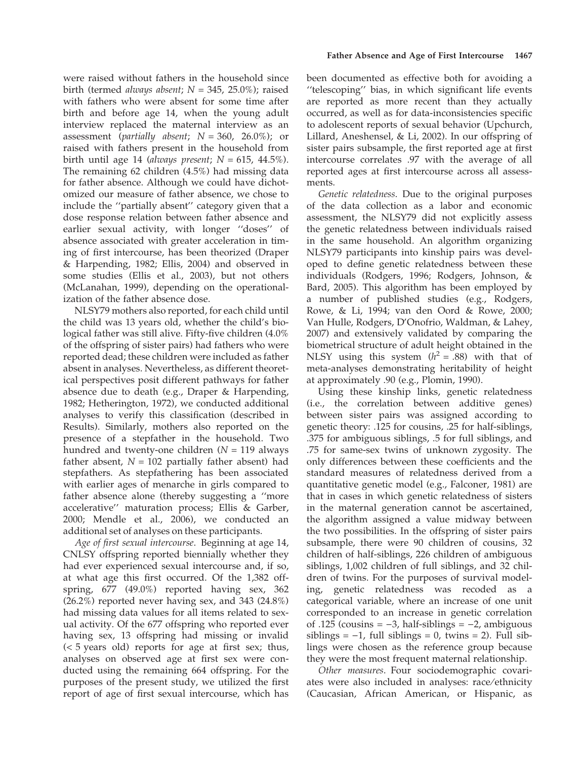were raised without fathers in the household since birth (termed *always absent*; $N = 345$, 25.0%); raised with fathers who were absent for some time after birth and before age 14, when the young adult interview replaced the maternal interview as an assessment (*partially absent*; $N = 360$, 26.0%); or raised with fathers present in the household from birth until age 14 (*always present*; $N = 615$, 44.5%). The remaining 62 children (4.5%) had missing data for father absence. Although we could have dichotomized our measure of father absence, we chose to include the ''partially absent'' category given that a dose response relation between father absence and earlier sexual activity, with longer ''doses'' of absence associated with greater acceleration in timing of first intercourse, has been theorized (Draper & Harpending, 1982; Ellis, 2004) and observed in some studies (Ellis et al., 2003), but not others (McLanahan, 1999), depending on the operationalization of the father absence dose.

NLSY79 mothers also reported, for each child until the child was 13 years old, whether the child's biological father was still alive. Fifty-five children (4.0% of the offspring of sister pairs) had fathers who were reported dead; these children were included as father absent in analyses. Nevertheless, as different theoretical perspectives posit different pathways for father absence due to death (e.g., Draper & Harpending, 1982; Hetherington, 1972), we conducted additional analyses to verify this classification (described in Results). Similarly, mothers also reported on the presence of a stepfather in the household. Two hundred and twenty-one children ($N = 119$ always father absent, $N = 102$ partially father absent) had stepfathers. As stepfathering has been associated with earlier ages of menarche in girls compared to father absence alone (thereby suggesting a ''more accelerative'' maturation process; Ellis & Garber, 2000; Mendle et al., 2006), we conducted an additional set of analyses on these participants.

*Age of first sexual intercourse*. Beginning at age 14, CNLSY offspring reported biennially whether they had ever experienced sexual intercourse and, if so, at what age this first occurred. Of the 1,382 offspring, 677 (49.0%) reported having sex, 362 (26.2%) reported never having sex, and 343 (24.8%) had missing data values for all items related to sexual activity. Of the 677 offspring who reported ever having sex, 13 offspring had missing or invalid (< 5 years old) reports for age at first sex; thus, analyses on observed age at first sex were conducted using the remaining 664 offspring. For the purposes of the present study, we utilized the first report of age of first sexual intercourse, which has been documented as effective both for avoiding a ''telescoping'' bias, in which significant life events are reported as more recent than they actually occurred, as well as for data-inconsistencies specific to adolescent reports of sexual behavior (Upchurch, Lillard, Aneshensel, & Li, 2002). In our offspring of sister pairs subsample, the first reported age at first intercourse correlates .97 with the average of all reported ages at first intercourse across all assessments.

*Genetic relatedness*. Due to the original purposes of the data collection as a labor and economic assessment, the NLSY79 did not explicitly assess the genetic relatedness between individuals raised in the same household. An algorithm organizing NLSY79 participants into kinship pairs was developed to define genetic relatedness between these individuals (Rodgers, 1996; Rodgers, Johnson, & Bard, 2005). This algorithm has been employed by a number of published studies (e.g., Rodgers, Rowe, & Li, 1994; van den Oord & Rowe, 2000; Van Hulle, Rodgers, D'Onofrio, Waldman, & Lahey, 2007) and extensively validated by comparing the biometrical structure of adult height obtained in the NLSY using this system ($h^2 = .88$) with that of meta-analyses demonstrating heritability of height at approximately .90 (e.g., Plomin, 1990).

Using these kinship links, genetic relatedness (i.e., the correlation between additive genes) between sister pairs was assigned according to genetic theory: .125 for cousins, .25 for half-siblings, .375 for ambiguous siblings, .5 for full siblings, and .75 for same-sex twins of unknown zygosity. The only differences between these coefficients and the standard measures of relatedness derived from a quantitative genetic model (e.g., Falconer, 1981) are that in cases in which genetic relatedness of sisters in the maternal generation cannot be ascertained, the algorithm assigned a value midway between the two possibilities. In the offspring of sister pairs subsample, there were 90 children of cousins, 32 children of half-siblings, 226 children of ambiguous siblings, 1,002 children of full siblings, and 32 children of twins. For the purposes of survival modeling, genetic relatedness was recoded as a categorical variable, where an increase of one unit corresponded to an increase in genetic correlation of .125 (cousins = −3, half-siblings = −2, ambiguous siblings = −1, full siblings = 0, twins = 2). Full siblings were chosen as the reference group because they were the most frequent maternal relationship.

*Other measures*. Four sociodemographic covariates were also included in analyses: race/ethnicity (Caucasian, African American, or Hispanic, as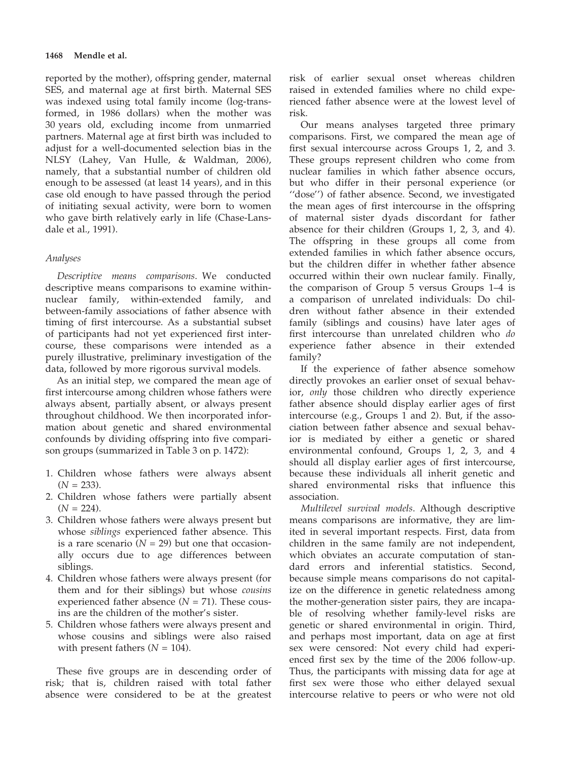reported by the mother), offspring gender, maternal SES, and maternal age at first birth. Maternal SES was indexed using total family income (log-transformed, in 1986 dollars) when the mother was 30 years old, excluding income from unmarried partners. Maternal age at first birth was included to adjust for a well-documented selection bias in the NLSY (Lahey, Van Hulle, & Waldman, 2006), namely, that a substantial number of children old enough to be assessed (at least 14 years), and in this case old enough to have passed through the period of initiating sexual activity, were born to women who gave birth relatively early in life (Chase-Lansdale et al., 1991).

### *Analyses*

*Descriptive means comparisons*. We conducted descriptive means comparisons to examine within-nuclear family, within-extended family, and between-family associations of father absence with timing of first intercourse. As a substantial subset of participants had not yet experienced first intercourse, these comparisons were intended as a purely illustrative, preliminary investigation of the data, followed by more rigorous survival models.

As an initial step, we compared the mean age of first intercourse among children whose fathers were always absent, partially absent, or always present throughout childhood. We then incorporated information about genetic and shared environmental confounds by dividing offspring into five comparison groups (summarized in Table 3 on p. 1472):

1. Children whose fathers were always absent ($N$ = 233).
2. Children whose fathers were partially absent ($N$ = 224).
3. Children whose fathers were always present but whose *siblings* experienced father absence. This is a rare scenario ($N$ = 29) but one that occasionally occurs due to age differences between siblings.
4. Children whose fathers were always present (for them and for their siblings) but whose *cousins* experienced father absence ($N$ = 71). These cousins are the children of the mother's sister.
5. Children whose fathers were always present and whose cousins and siblings were also raised with present fathers ($N$ = 104).

These five groups are in descending order of risk; that is, children raised with total father absence were considered to be at the greatest risk of earlier sexual onset whereas children raised in extended families where no child experienced father absence were at the lowest level of risk.

Our means analyses targeted three primary comparisons. First, we compared the mean age of first sexual intercourse across Groups 1, 2, and 3. These groups represent children who come from nuclear families in which father absence occurs, but who differ in their personal experience (or "dose") of father absence. Second, we investigated the mean ages of first intercourse in the offspring of maternal sister dyads discordant for father absence for their children (Groups 1, 2, 3, and 4). The offspring in these groups all come from extended families in which father absence occurs, but the children differ in whether father absence occurred within their own nuclear family. Finally, the comparison of Group 5 versus Groups 1–4 is a comparison of unrelated individuals: Do children without father absence in their extended family (siblings and cousins) have later ages of first intercourse than unrelated children who *do* experience father absence in their extended family?

If the experience of father absence somehow directly provokes an earlier onset of sexual behavior, *only* those children who directly experience father absence should display earlier ages of first intercourse (e.g., Groups 1 and 2). But, if the association between father absence and sexual behavior is mediated by either a genetic or shared environmental confound, Groups 1, 2, 3, and 4 should all display earlier ages of first intercourse, because these individuals all inherit genetic and shared environmental risks that influence this association.

*Multilevel survival models*. Although descriptive means comparisons are informative, they are limited in several important respects. First, data from children in the same family are not independent, which obviates an accurate computation of standard errors and inferential statistics. Second, because simple means comparisons do not capitalize on the difference in genetic relatedness among the mother-generation sister pairs, they are incapable of resolving whether family-level risks are genetic or shared environmental in origin. Third, and perhaps most important, data on age at first sex were censored: Not every child had experienced first sex by the time of the 2006 follow-up. Thus, the participants with missing data for age at first sex were those who either delayed sexual intercourse relative to peers or who were not old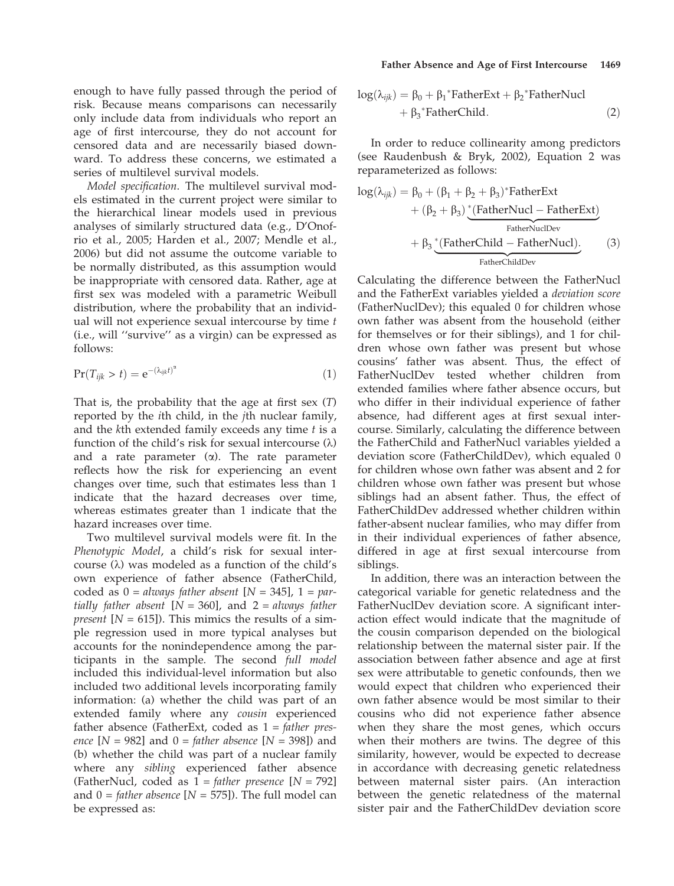enough to have fully passed through the period of risk. Because means comparisons can necessarily only include data from individuals who report an age of first intercourse, they do not account for censored data and are necessarily biased downward. To address these concerns, we estimated a series of multilevel survival models.

*Model specification*. The multilevel survival models estimated in the current project were similar to the hierarchical linear models used in previous analyses of similarly structured data (e.g., D'Onofrio et al., 2005; Harden et al., 2007; Mendle et al., 2006) but did not assume the outcome variable to be normally distributed, as this assumption would be inappropriate with censored data. Rather, age at first sex was modeled with a parametric Weibull distribution, where the probability that an individual will not experience sexual intercourse by time $t$ (i.e., will ''survive'' as a virgin) can be expressed as follows:

$$\Pr(T_{ijk} > t) = e^{-(\lambda_{ijk} t)^{\alpha}} \tag{1}$$

That is, the probability that the age at first sex ($T$) reported by the $i$th child, in the $j$th nuclear family, and the $k$th extended family exceeds any time $t$ is a function of the child's risk for sexual intercourse ($\lambda$) and a rate parameter ($\alpha$). The rate parameter reflects how the risk for experiencing an event changes over time, such that estimates less than 1 indicate that the hazard decreases over time, whereas estimates greater than 1 indicate that the hazard increases over time.

Two multilevel survival models were fit. In the *Phenotypic Model*, a child's risk for sexual intercourse ($\lambda$) was modeled as a function of the child's own experience of father absence (FatherChild, coded as 0 = *always father absent* [$N$ = 345], 1 = *partially father absent* [$N$ = 360], and 2 = *always father present* [$N$ = 615]). This mimics the results of a simple regression used in more typical analyses but accounts for the nonindependence among the participants in the sample. The second *full model* included this individual-level information but also included two additional levels incorporating family information: (a) whether the child was part of an extended family where any *cousin* experienced father absence (FatherExt, coded as 1 = *father presence* [$N$ = 982] and 0 = *father absence* [$N$ = 398]) and (b) whether the child was part of a nuclear family where any *sibling* experienced father absence (FatherNucl, coded as 1 = *father presence* [$N$ = 792] and 0 = *father absence* [$N$ = 575]). The full model can be expressed as:

$$\log(\lambda_{ijk}) = \beta_0 + \beta_1{}^{*}\text{FatherExt} + \beta_2{}^{*}\text{FatherNucl} + \beta_3{}^{*}\text{FatherChild}. \tag{2}$$

In order to reduce collinearity among predictors (see Raudenbush & Bryk, 2002), Equation 2 was reparameterized as follows:

$$\log(\lambda_{ijk}) = \beta_0 + (\beta_1 + \beta_2 + \beta_3)^{*}\text{FatherExt} + (\beta_2 + \beta_3)^{*}\underbrace{(\text{FatherNucl} - \text{FatherExt})}_{\text{FatherNuclDev}} + \beta_3{}^{*}\underbrace{(\text{FatherChild} - \text{FatherNucl})}_{\text{FatherChildDev}}. \tag{3}$$

Calculating the difference between the FatherNucl and the FatherExt variables yielded a *deviation score* (FatherNuclDev); this equaled 0 for children whose own father was absent from the household (either for themselves or for their siblings), and 1 for children whose own father was present but whose cousins' father was absent. Thus, the effect of FatherNuclDev tested whether children from extended families where father absence occurs, but who differ in their individual experience of father absence, had different ages at first sexual intercourse. Similarly, calculating the difference between the FatherChild and FatherNucl variables yielded a deviation score (FatherChildDev), which equaled 0 for children whose own father was absent and 2 for children whose own father was present but whose siblings had an absent father. Thus, the effect of FatherChildDev addressed whether children within father-absent nuclear families, who may differ from in their individual experiences of father absence, differed in age at first sexual intercourse from siblings.

In addition, there was an interaction between the categorical variable for genetic relatedness and the FatherNuclDev deviation score. A significant interaction effect would indicate that the magnitude of the cousin comparison depended on the biological relationship between the maternal sister pair. If the association between father absence and age at first sex were attributable to genetic confounds, then we would expect that children who experienced their own father absence would be most similar to their cousins who did not experience father absence when they share the most genes, which occurs when their mothers are twins. The degree of this similarity, however, would be expected to decrease in accordance with decreasing genetic relatedness between maternal sister pairs. (An interaction between the genetic relatedness of the maternal sister pair and the FatherChildDev deviation score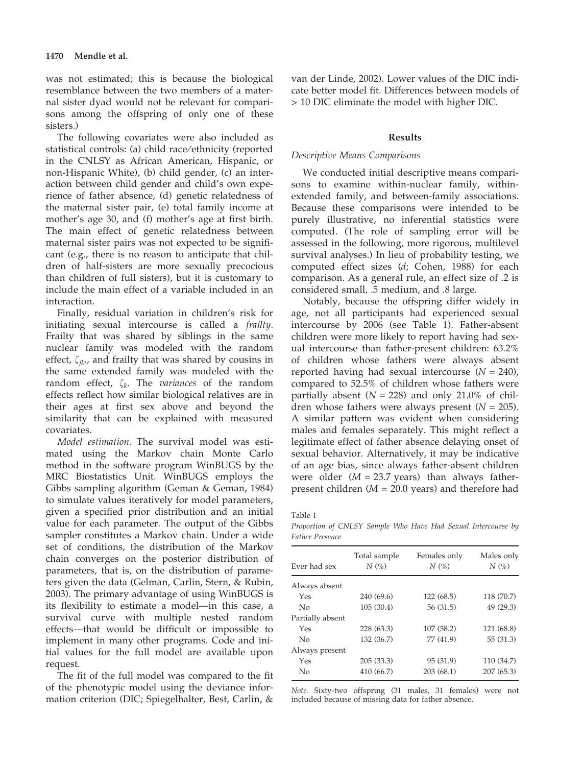was not estimated; this is because the biological resemblance between the two members of a maternal sister dyad would not be relevant for comparisons among the offspring of only one of these sisters.)

The following covariates were also included as statistical controls: (a) child race/ethnicity (reported in the CNLSY as African American, Hispanic, or non-Hispanic White), (b) child gender, (c) an interaction between child gender and child's own experience of father absence, (d) genetic relatedness of the maternal sister pair, (e) total family income at mother's age 30, and (f) mother's age at first birth. The main effect of genetic relatedness between maternal sister pairs was not expected to be significant (e.g., there is no reason to anticipate that children of half-sisters are more sexually precocious than children of full sisters), but it is customary to include the main effect of a variable included in an interaction.

Finally, residual variation in children's risk for initiating sexual intercourse is called a *frailty*. Frailty that was shared by siblings in the same nuclear family was modeled with the random effect, $\zeta_{jk}$., and frailty that was shared by cousins in the same extended family was modeled with the random effect, $\zeta_k$. The *variances* of the random effects reflect how similar biological relatives are in their ages at first sex above and beyond the similarity that can be explained with measured covariates.

*Model estimation*. The survival model was estimated using the Markov chain Monte Carlo method in the software program WinBUGS by the MRC Biostatistics Unit. WinBUGS employs the Gibbs sampling algorithm (Geman & Geman, 1984) to simulate values iteratively for model parameters, given a specified prior distribution and an initial value for each parameter. The output of the Gibbs sampler constitutes a Markov chain. Under a wide set of conditions, the distribution of the Markov chain converges on the posterior distribution of parameters, that is, on the distribution of parameters given the data (Gelman, Carlin, Stern, & Rubin, 2003). The primary advantage of using WinBUGS is its flexibility to estimate a model—in this case, a survival curve with multiple nested random effects—that would be difficult or impossible to implement in many other programs. Code and initial values for the full model are available upon request.

The fit of the full model was compared to the fit of the phenotypic model using the deviance information criterion (DIC; Spiegelhalter, Best, Carlin, & van der Linde, 2002). Lower values of the DIC indicate better model fit. Differences between models of > 10 DIC eliminate the model with higher DIC.

## Results

### Descriptive Means Comparisons

We conducted initial descriptive means comparisons to examine within-nuclear family, within-extended family, and between-family associations. Because these comparisons were intended to be purely illustrative, no inferential statistics were computed. (The role of sampling error will be assessed in the following, more rigorous, multilevel survival analyses.) In lieu of probability testing, we computed effect sizes (*d*; Cohen, 1988) for each comparison. As a general rule, an effect size of .2 is considered small, .5 medium, and .8 large.

Notably, because the offspring differ widely in age, not all participants had experienced sexual intercourse by 2006 (see Table 1). Father-absent children were more likely to report having had sexual intercourse than father-present children: 63.2% of children whose fathers were always absent reported having had sexual intercourse ($N$ = 240), compared to 52.5% of children whose fathers were partially absent ($N$ = 228) and only 21.0% of children whose fathers were always present ($N$ = 205). A similar pattern was evident when considering males and females separately. This might reflect a legitimate effect of father absence delaying onset of sexual behavior. Alternatively, it may be indicative of an age bias, since always father-absent children were older ($M$ = 23.7 years) than always father-present children ($M$ = 20.0 years) and therefore had

Table 1
*Proportion of CNLSY Sample Who Have Had Sexual Intercourse by Father Presence*

| Ever had sex | Total sample $N$ (%) | Females only $N$ (%) | Males only $N$ (%) |
|---|---|---|---|
| Always absent | | | |
| Yes | 240 (69.6) | 122 (68.5) | 118 (70.7) |
| No | 105 (30.4) | 56 (31.5) | 49 (29.3) |
| Partially absent | | | |
| Yes | 228 (63.3) | 107 (58.2) | 121 (68.8) |
| No | 132 (36.7) | 77 (41.9) | 55 (31.3) |
| Always present | | | |
| Yes | 205 (33.3) | 95 (31.9) | 110 (34.7) |
| No | 410 (66.7) | 203 (68.1) | 207 (65.3) |

*Note*. Sixty-two offspring (31 males, 31 females) were not included because of missing data for father absence.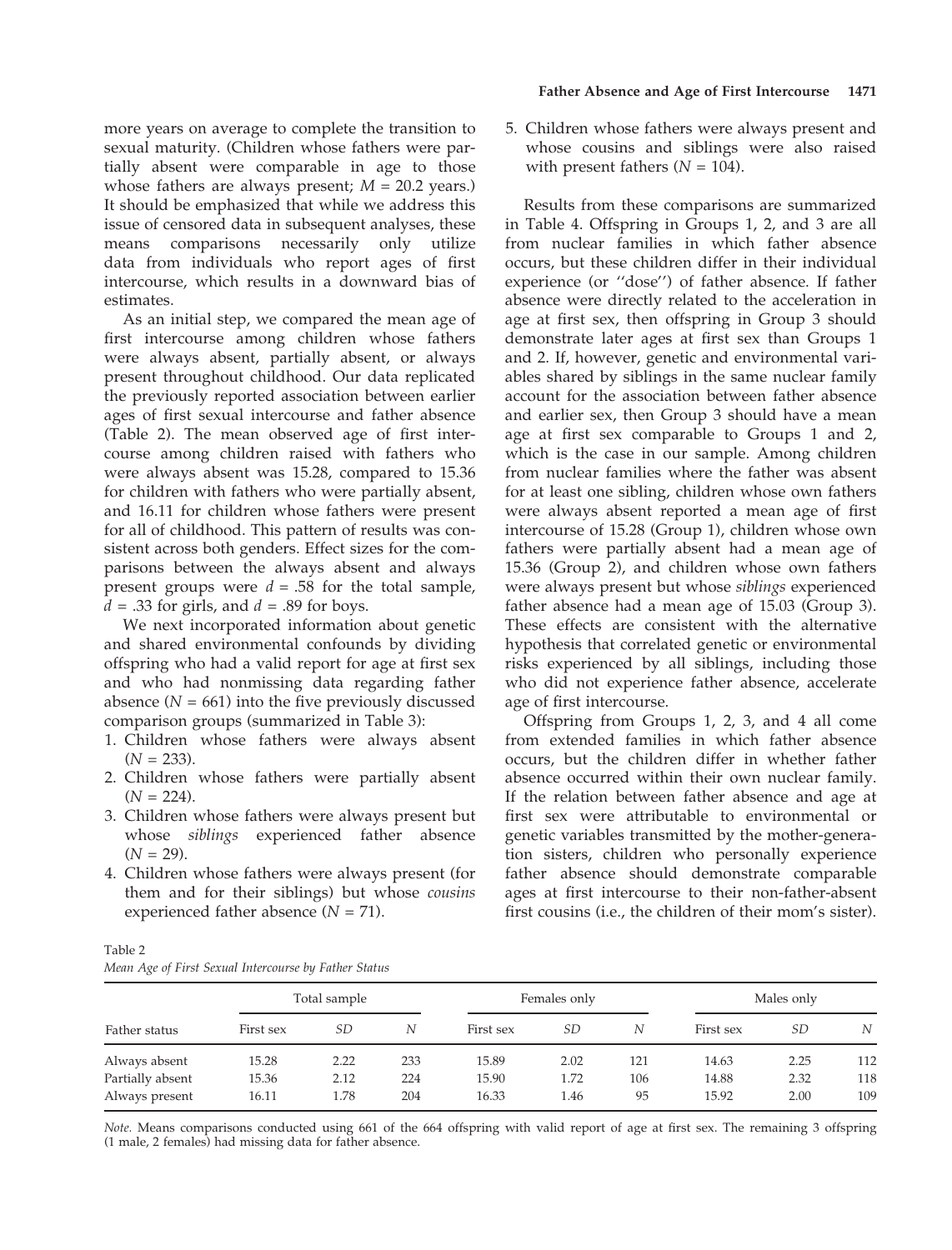more years on average to complete the transition to sexual maturity. (Children whose fathers were partially absent were comparable in age to those whose fathers are always present; $M = 20.2$ years.) It should be emphasized that while we address this issue of censored data in subsequent analyses, these means comparisons necessarily only utilize data from individuals who report ages of first intercourse, which results in a downward bias of estimates.

As an initial step, we compared the mean age of first intercourse among children whose fathers were always absent, partially absent, or always present throughout childhood. Our data replicated the previously reported association between earlier ages of first sexual intercourse and father absence (Table 2). The mean observed age of first intercourse among children raised with fathers who were always absent was 15.28, compared to 15.36 for children with fathers who were partially absent, and 16.11 for children whose fathers were present for all of childhood. This pattern of results was consistent across both genders. Effect sizes for the comparisons between the always absent and always present groups were $d = .58$ for the total sample, $d = .33$ for girls, and $d = .89$ for boys.

We next incorporated information about genetic and shared environmental confounds by dividing offspring who had a valid report for age at first sex and who had nonmissing data regarding father absence ($N = 661$) into the five previously discussed comparison groups (summarized in Table 3):

1. Children whose fathers were always absent ($N = 233$).
2. Children whose fathers were partially absent ($N = 224$).
3. Children whose fathers were always present but whose *siblings* experienced father absence ($N = 29$).
4. Children whose fathers were always present (for them and for their siblings) but whose *cousins* experienced father absence ($N = 71$).
5. Children whose fathers were always present and whose cousins and siblings were also raised with present fathers ($N = 104$).

Results from these comparisons are summarized in Table 4. Offspring in Groups 1, 2, and 3 are all from nuclear families in which father absence occurs, but these children differ in their individual experience (or ''dose'') of father absence. If father absence were directly related to the acceleration in age at first sex, then offspring in Group 3 should demonstrate later ages at first sex than Groups 1 and 2. If, however, genetic and environmental variables shared by siblings in the same nuclear family account for the association between father absence and earlier sex, then Group 3 should have a mean age at first sex comparable to Groups 1 and 2, which is the case in our sample. Among children from nuclear families where the father was absent for at least one sibling, children whose own fathers were always absent reported a mean age of first intercourse of 15.28 (Group 1), children whose own fathers were partially absent had a mean age of 15.36 (Group 2), and children whose own fathers were always present but whose *siblings* experienced father absence had a mean age of 15.03 (Group 3). These effects are consistent with the alternative hypothesis that correlated genetic or environmental risks experienced by all siblings, including those who did not experience father absence, accelerate age of first intercourse.

Offspring from Groups 1, 2, 3, and 4 all come from extended families in which father absence occurs, but the children differ in whether father absence occurred within their own nuclear family. If the relation between father absence and age at first sex were attributable to environmental or genetic variables transmitted by the mother-generation sisters, children who personally experience father absence should demonstrate comparable ages at first intercourse to their non-father-absent first cousins (i.e., the children of their mom's sister).

Table 2
*Mean Age of First Sexual Intercourse by Father Status*

| Father status | Total sample | | | Females only | | | Males only | | |
|---|---|---|---|---|---|---|---|---|---|
| | First sex | *SD* | *N* | First sex | *SD* | *N* | First sex | *SD* | *N* |
| Always absent | 15.28 | 2.22 | 233 | 15.89 | 2.02 | 121 | 14.63 | 2.25 | 112 |
| Partially absent | 15.36 | 2.12 | 224 | 15.90 | 1.72 | 106 | 14.88 | 2.32 | 118 |
| Always present | 16.11 | 1.78 | 204 | 16.33 | 1.46 | 95 | 15.92 | 2.00 | 109 |

*Note.* Means comparisons conducted using 661 of the 664 offspring with valid report of age at first sex. The remaining 3 offspring (1 male, 2 females) had missing data for father absence.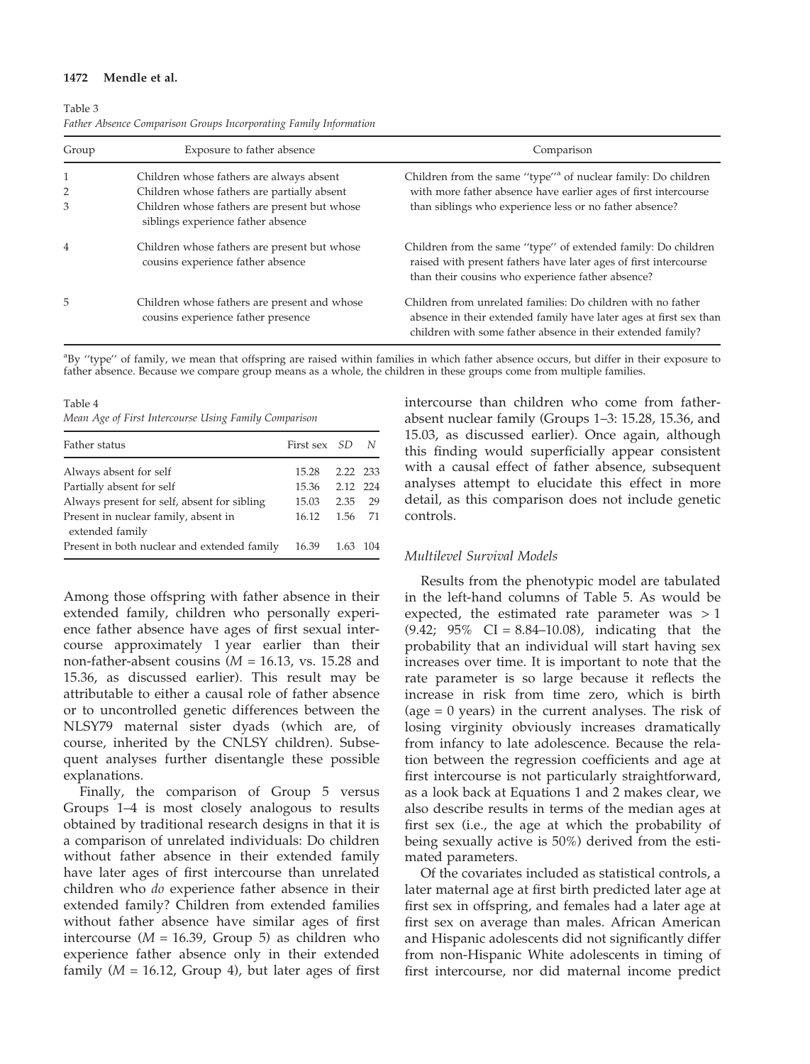Table 3
*Father Absence Comparison Groups Incorporating Family Information*

| Group | Exposure to father absence | Comparison |
|---|---|---|
| 1 | Children whose fathers are always absent | Children from the same "type"[a] of nuclear family: Do children with more father absence have earlier ages of first intercourse than siblings who experience less or no father absence? |
| 2 | Children whose fathers are partially absent | |
| 3 | Children whose fathers are present but whose siblings experience father absence | |
| 4 | Children whose fathers are present but whose cousins experience father absence | Children from the same "type" of extended family: Do children raised with present fathers have later ages of first intercourse than their cousins who experience father absence? |
| 5 | Children whose fathers are present and whose cousins experience father presence | Children from unrelated families: Do children with no father absence in their extended family have later ages at first sex than children with some father absence in their extended family? |

[a]By "type" of family, we mean that offspring are raised within families in which father absence occurs, but differ in their exposure to father absence. Because we compare group means as a whole, the children in these groups come from multiple families.

Table 4
*Mean Age of First Intercourse Using Family Comparison*

| Father status | First sex | *SD* | *N* |
|---|---|---|---|
| Always absent for self | 15.28 | 2.22 | 233 |
| Partially absent for self | 15.36 | 2.12 | 224 |
| Always present for self, absent for sibling | 15.03 | 2.35 | 29 |
| Present in nuclear family, absent in extended family | 16.12 | 1.56 | 71 |
| Present in both nuclear and extended family | 16.39 | 1.63 | 104 |

Among those offspring with father absence in their extended family, children who personally experience father absence have ages of first sexual intercourse approximately 1 year earlier than their non-father-absent cousins ($M$ = 16.13, vs. 15.28 and 15.36, as discussed earlier). This result may be attributable to either a causal role of father absence or to uncontrolled genetic differences between the NLSY79 maternal sister dyads (which are, of course, inherited by the CNLSY children). Subsequent analyses further disentangle these possible explanations.

Finally, the comparison of Group 5 versus Groups 1–4 is most closely analogous to results obtained by traditional research designs in that it is a comparison of unrelated individuals: Do children without father absence in their extended family have later ages of first intercourse than unrelated children who *do* experience father absence in their extended family? Children from extended families without father absence have similar ages of first intercourse ($M$ = 16.39, Group 5) as children who experience father absence only in their extended family ($M$ = 16.12, Group 4), but later ages of first intercourse than children who come from father-absent nuclear family (Groups 1–3: 15.28, 15.36, and 15.03, as discussed earlier). Once again, although this finding would superficially appear consistent with a causal effect of father absence, subsequent analyses attempt to elucidate this effect in more detail, as this comparison does not include genetic controls.

### Multilevel Survival Models

Results from the phenotypic model are tabulated in the left-hand columns of Table 5. As would be expected, the estimated rate parameter was > 1 (9.42; 95% CI = 8.84–10.08), indicating that the probability that an individual will start having sex increases over time. It is important to note that the rate parameter is so large because it reflects the increase in risk from time zero, which is birth (age = 0 years) in the current analyses. The risk of losing virginity obviously increases dramatically from infancy to late adolescence. Because the relation between the regression coefficients and age at first intercourse is not particularly straightforward, as a look back at Equations 1 and 2 makes clear, we also describe results in terms of the median ages at first sex (i.e., the age at which the probability of being sexually active is 50%) derived from the estimated parameters.

Of the covariates included as statistical controls, a later maternal age at first birth predicted later age at first sex in offspring, and females had a later age at first sex on average than males. African American and Hispanic adolescents did not significantly differ from non-Hispanic White adolescents in timing of first intercourse, nor did maternal income predict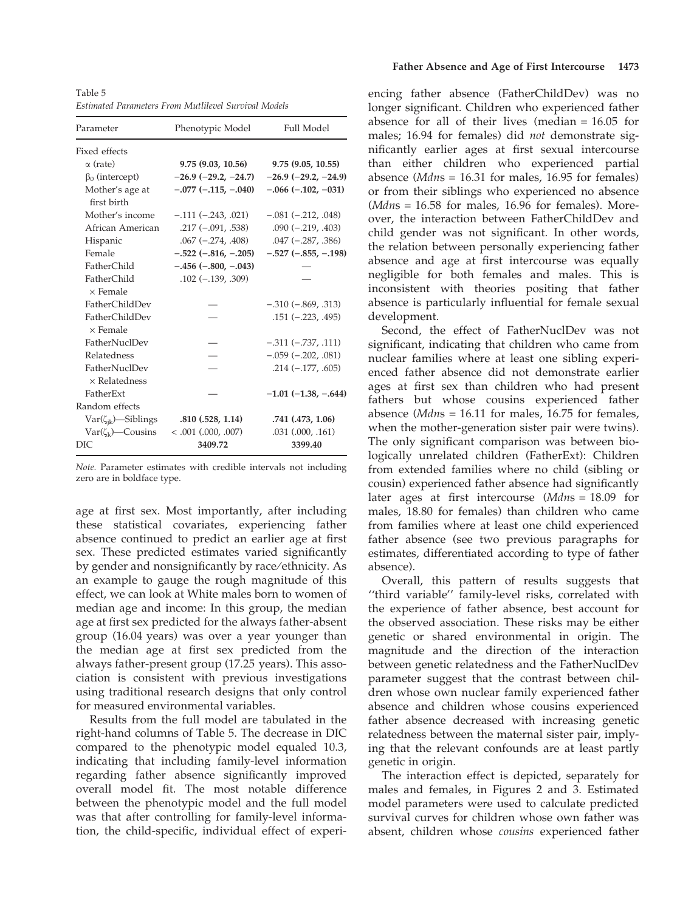Table 5
*Estimated Parameters From Mutlilevel Survival Models*

| Parameter | Phenotypic Model | Full Model |
|---|---|---|
| Fixed effects | | |
| $\alpha$ (rate) | **9.75 (9.03, 10.56)** | **9.75 (9.05, 10.55)** |
| $\beta_0$ (intercept) | **−26.9 (−29.2, −24.7)** | **−26.9 (−29.2, −24.9)** |
| Mother's age at first birth | **−.077 (−.115, −.040)** | **−.066 (−.102, −031)** |
| Mother's income | −.111 (−.243, .021) | −.081 (−.212, .048) |
| African American | .217 (−.091, .538) | .090 (−.219, .403) |
| Hispanic | .067 (−.274, .408) | .047 (−.287, .386) |
| Female | **−.522 (−.816, −.205)** | **−.527 (−.855, −.198)** |
| FatherChild | **−.456 (−.800, −.043)** | — |
| FatherChild × Female | .102 (−.139, .309) | — |
| FatherChildDev | — | −.310 (−.869, .313) |
| FatherChildDev × Female | — | .151 (−.223, .495) |
| FatherNuclDev | — | −.311 (−.737, .111) |
| Relatedness | — | −.059 (−.202, .081) |
| FatherNuclDev × Relatedness | — | .214 (−.177, .605) |
| FatherExt | — | **−1.01 (−1.38, −.644)** |
| Random effects | | |
| $\mathrm{Var}(\zeta_{jk})$—Siblings | **.810 (.528, 1.14)** | **.741 (.473, 1.06)** |
| $\mathrm{Var}(\zeta_{k})$—Cousins | < .001 (.000, .007) | .031 (.000, .161) |
| DIC | **3409.72** | **3399.40** |

*Note.* Parameter estimates with credible intervals not including zero are in boldface type.

age at first sex. Most importantly, after including these statistical covariates, experiencing father absence continued to predict an earlier age at first sex. These predicted estimates varied significantly by gender and nonsignificantly by race/ethnicity. As an example to gauge the rough magnitude of this effect, we can look at White males born to women of median age and income: In this group, the median age at first sex predicted for the always father-absent group (16.04 years) was over a year younger than the median age at first sex predicted from the always father-present group (17.25 years). This association is consistent with previous investigations using traditional research designs that only control for measured environmental variables.

Results from the full model are tabulated in the right-hand columns of Table 5. The decrease in DIC compared to the phenotypic model equaled 10.3, indicating that including family-level information regarding father absence significantly improved overall model fit. The most notable difference between the phenotypic model and the full model was that after controlling for family-level information, the child-specific, individual effect of experiencing father absence (FatherChildDev) was no longer significant. Children who experienced father absence for all of their lives (median = 16.05 for males; 16.94 for females) did *not* demonstrate significantly earlier ages at first sexual intercourse than either children who experienced partial absence (*Mdn*s = 16.31 for males, 16.95 for females) or from their siblings who experienced no absence (*Mdn*s = 16.58 for males, 16.96 for females). Moreover, the interaction between FatherChildDev and child gender was not significant. In other words, the relation between personally experiencing father absence and age at first intercourse was equally negligible for both females and males. This is inconsistent with theories positing that father absence is particularly influential for female sexual development.

Second, the effect of FatherNuclDev was not significant, indicating that children who came from nuclear families where at least one sibling experienced father absence did not demonstrate earlier ages at first sex than children who had present fathers but whose cousins experienced father absence (*Mdn*s = 16.11 for males, 16.75 for females, when the mother-generation sister pair were twins). The only significant comparison was between biologically unrelated children (FatherExt): Children from extended families where no child (sibling or cousin) experienced father absence had significantly later ages at first intercourse (*Mdn*s = 18.09 for males, 18.80 for females) than children who came from families where at least one child experienced father absence (see two previous paragraphs for estimates, differentiated according to type of father absence).

Overall, this pattern of results suggests that ''third variable'' family-level risks, correlated with the experience of father absence, best account for the observed association. These risks may be either genetic or shared environmental in origin. The magnitude and the direction of the interaction between genetic relatedness and the FatherNuclDev parameter suggest that the contrast between children whose own nuclear family experienced father absence and children whose cousins experienced father absence decreased with increasing genetic relatedness between the maternal sister pair, implying that the relevant confounds are at least partly genetic in origin.

The interaction effect is depicted, separately for males and females, in Figures 2 and 3. Estimated model parameters were used to calculate predicted survival curves for children whose own father was absent, children whose *cousins* experienced father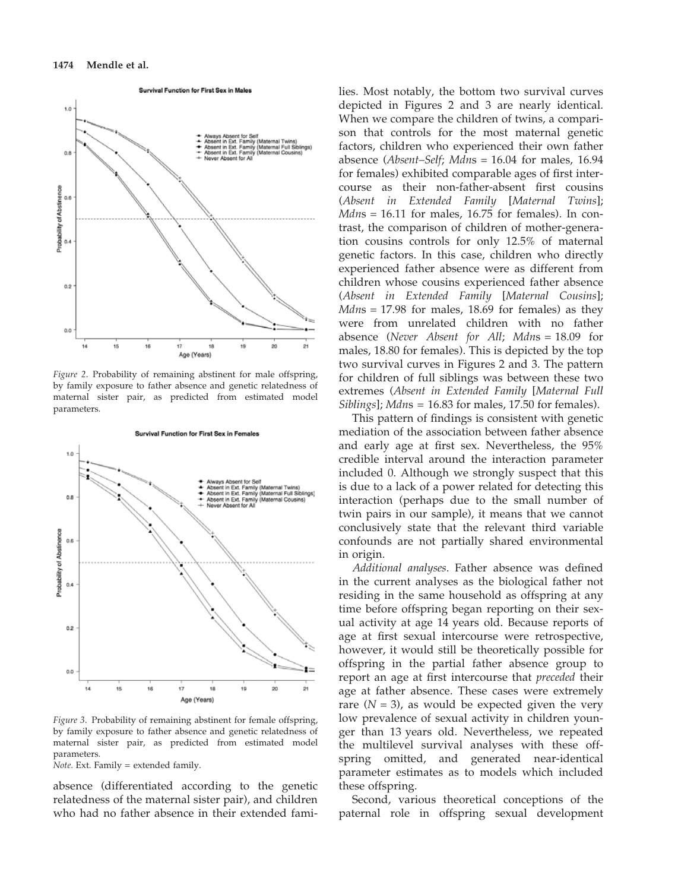*Figure 2.* Probability of remaining abstinent for male offspring, by family exposure to father absence and genetic relatedness of maternal sister pair, as predicted from estimated model parameters.

*Figure 3.* Probability of remaining abstinent for female offspring, by family exposure to father absence and genetic relatedness of maternal sister pair, as predicted from estimated model parameters.
*Note.* Ext. Family = extended family.

absence (differentiated according to the genetic relatedness of the maternal sister pair), and children who had no father absence in their extended families. Most notably, the bottom two survival curves depicted in Figures 2 and 3 are nearly identical. When we compare the children of twins, a comparison that controls for the most maternal genetic factors, children who experienced their own father absence (*Absent–Self*; *Mdn*s = 16.04 for males, 16.94 for females) exhibited comparable ages of first intercourse as their non-father-absent first cousins (*Absent in Extended Family* [*Maternal Twins*]; *Mdn*s = 16.11 for males, 16.75 for females). In contrast, the comparison of children of mother-generation cousins controls for only 12.5% of maternal genetic factors. In this case, children who directly experienced father absence were as different from children whose cousins experienced father absence (*Absent in Extended Family* [*Maternal Cousins*]; *Mdn*s = 17.98 for males, 18.69 for females) as they were from unrelated children with no father absence (*Never Absent for All*; *Mdn*s = 18.09 for males, 18.80 for females). This is depicted by the top two survival curves in Figures 2 and 3. The pattern for children of full siblings was between these two extremes (*Absent in Extended Family* [*Maternal Full Siblings*]; *Mdn*s = 16.83 for males, 17.50 for females).

This pattern of findings is consistent with genetic mediation of the association between father absence and early age at first sex. Nevertheless, the 95% credible interval around the interaction parameter included 0. Although we strongly suspect that this is due to a lack of a power related for detecting this interaction (perhaps due to the small number of twin pairs in our sample), it means that we cannot conclusively state that the relevant third variable confounds are not partially shared environmental in origin.

*Additional analyses*. Father absence was defined in the current analyses as the biological father not residing in the same household as offspring at any time before offspring began reporting on their sexual activity at age 14 years old. Because reports of age at first sexual intercourse were retrospective, however, it would still be theoretically possible for offspring in the partial father absence group to report an age at first intercourse that *preceded* their age at father absence. These cases were extremely rare ($N = 3$), as would be expected given the very low prevalence of sexual activity in children younger than 13 years old. Nevertheless, we repeated the multilevel survival analyses with these offspring omitted, and generated near-identical parameter estimates as to models which included these offspring.

Second, various theoretical conceptions of the paternal role in offspring sexual development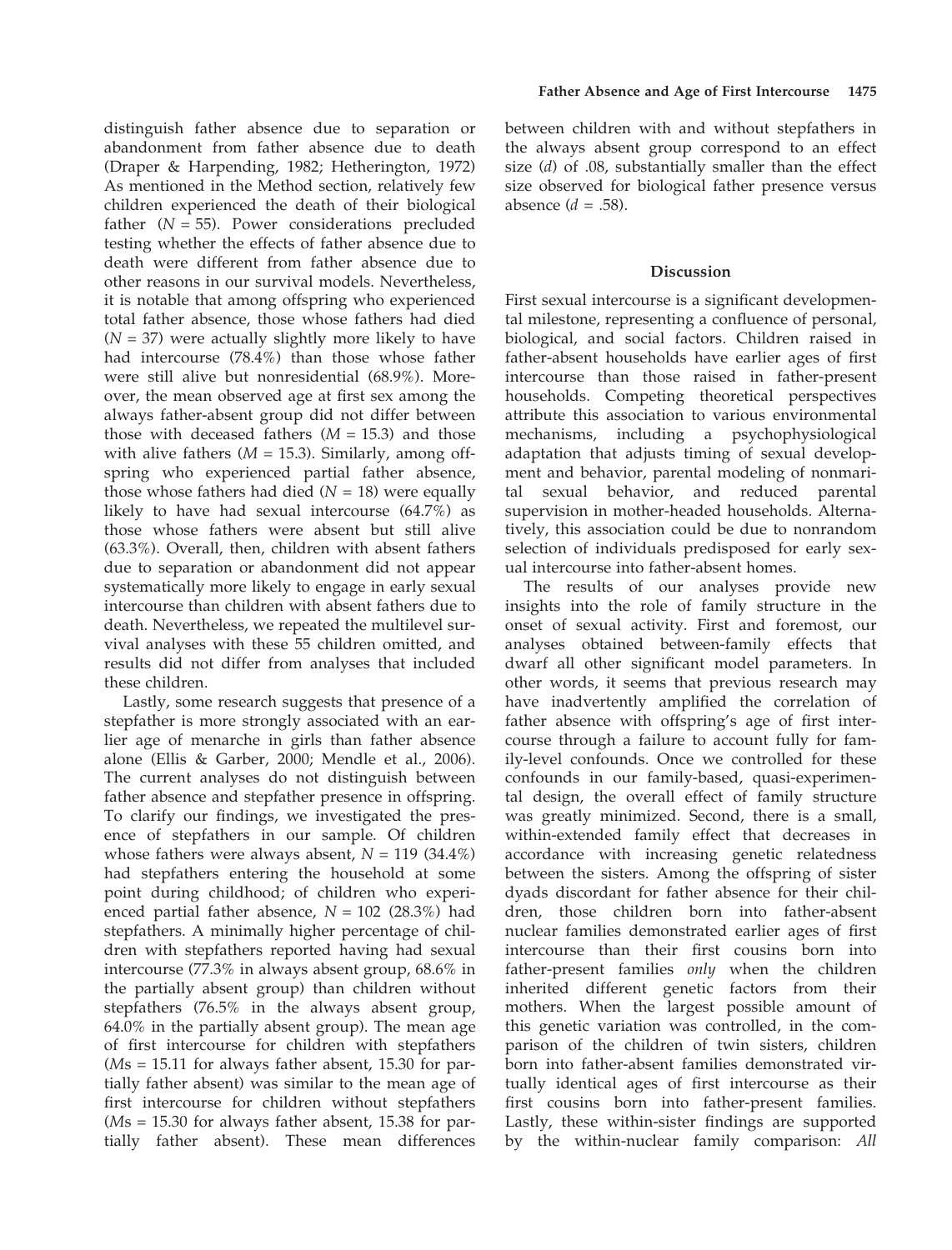distinguish father absence due to separation or abandonment from father absence due to death (Draper & Harpending, 1982; Hetherington, 1972) As mentioned in the Method section, relatively few children experienced the death of their biological father ($N = 55$). Power considerations precluded testing whether the effects of father absence due to death were different from father absence due to other reasons in our survival models. Nevertheless, it is notable that among offspring who experienced total father absence, those whose fathers had died ($N = 37$) were actually slightly more likely to have had intercourse (78.4%) than those whose father were still alive but nonresidential (68.9%). Moreover, the mean observed age at first sex among the always father-absent group did not differ between those with deceased fathers ($M = 15.3$) and those with alive fathers ($M = 15.3$). Similarly, among offspring who experienced partial father absence, those whose fathers had died ($N = 18$) were equally likely to have had sexual intercourse (64.7%) as those whose fathers were absent but still alive (63.3%). Overall, then, children with absent fathers due to separation or abandonment did not appear systematically more likely to engage in early sexual intercourse than children with absent fathers due to death. Nevertheless, we repeated the multilevel survival analyses with these 55 children omitted, and results did not differ from analyses that included these children.

Lastly, some research suggests that presence of a stepfather is more strongly associated with an earlier age of menarche in girls than father absence alone (Ellis & Garber, 2000; Mendle et al., 2006). The current analyses do not distinguish between father absence and stepfather presence in offspring. To clarify our findings, we investigated the presence of stepfathers in our sample. Of children whose fathers were always absent, $N = 119$ (34.4%) had stepfathers entering the household at some point during childhood; of children who experienced partial father absence, $N = 102$ (28.3%) had stepfathers. A minimally higher percentage of children with stepfathers reported having had sexual intercourse (77.3% in always absent group, 68.6% in the partially absent group) than children without stepfathers (76.5% in the always absent group, 64.0% in the partially absent group). The mean age of first intercourse for children with stepfathers ($M$s = 15.11 for always father absent, 15.30 for partially father absent) was similar to the mean age of first intercourse for children without stepfathers ($M$s = 15.30 for always father absent, 15.38 for partially father absent). These mean differences between children with and without stepfathers in the always absent group correspond to an effect size ($d$) of .08, substantially smaller than the effect size observed for biological father presence versus absence ($d = .58$).

## Discussion

First sexual intercourse is a significant developmental milestone, representing a confluence of personal, biological, and social factors. Children raised in father-absent households have earlier ages of first intercourse than those raised in father-present households. Competing theoretical perspectives attribute this association to various environmental mechanisms, including a psychophysiological adaptation that adjusts timing of sexual development and behavior, parental modeling of nonmarital sexual behavior, and reduced parental supervision in mother-headed households. Alternatively, this association could be due to nonrandom selection of individuals predisposed for early sexual intercourse into father-absent homes.

The results of our analyses provide new insights into the role of family structure in the onset of sexual activity. First and foremost, our analyses obtained between-family effects that dwarf all other significant model parameters. In other words, it seems that previous research may have inadvertently amplified the correlation of father absence with offspring's age of first intercourse through a failure to account fully for family-level confounds. Once we controlled for these confounds in our family-based, quasi-experimental design, the overall effect of family structure was greatly minimized. Second, there is a small, within-extended family effect that decreases in accordance with increasing genetic relatedness between the sisters. Among the offspring of sister dyads discordant for father absence for their children, those children born into father-absent nuclear families demonstrated earlier ages of first intercourse than their first cousins born into father-present families *only* when the children inherited different genetic factors from their mothers. When the largest possible amount of this genetic variation was controlled, in the comparison of the children of twin sisters, children born into father-absent families demonstrated virtually identical ages of first intercourse as their first cousins born into father-present families. Lastly, these within-sister findings are supported by the within-nuclear family comparison: *All*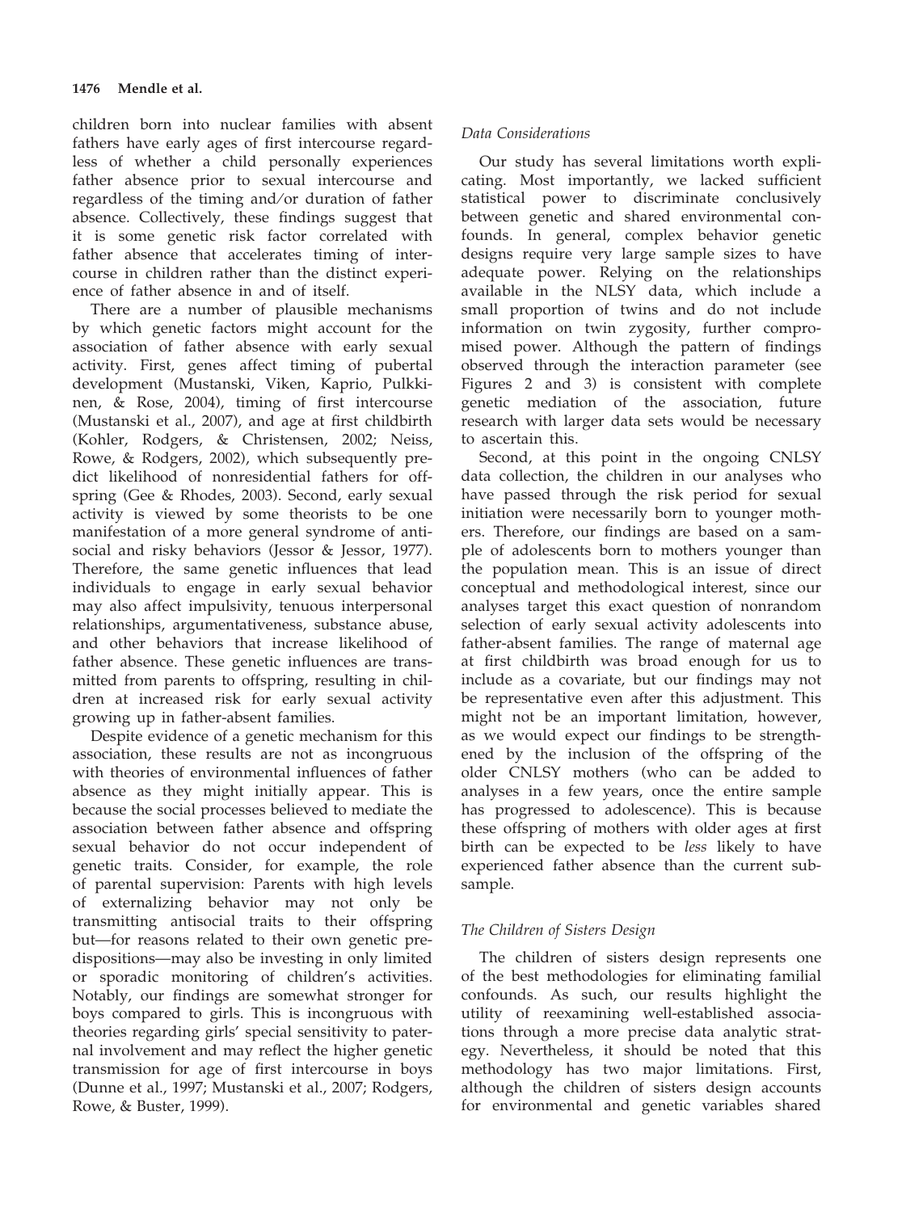children born into nuclear families with absent fathers have early ages of first intercourse regardless of whether a child personally experiences father absence prior to sexual intercourse and regardless of the timing and/or duration of father absence. Collectively, these findings suggest that it is some genetic risk factor correlated with father absence that accelerates timing of intercourse in children rather than the distinct experience of father absence in and of itself.

There are a number of plausible mechanisms by which genetic factors might account for the association of father absence with early sexual activity. First, genes affect timing of pubertal development (Mustanski, Viken, Kaprio, Pulkkinen, & Rose, 2004), timing of first intercourse (Mustanski et al., 2007), and age at first childbirth (Kohler, Rodgers, & Christensen, 2002; Neiss, Rowe, & Rodgers, 2002), which subsequently predict likelihood of nonresidential fathers for offspring (Gee & Rhodes, 2003). Second, early sexual activity is viewed by some theorists to be one manifestation of a more general syndrome of antisocial and risky behaviors (Jessor & Jessor, 1977). Therefore, the same genetic influences that lead individuals to engage in early sexual behavior may also affect impulsivity, tenuous interpersonal relationships, argumentativeness, substance abuse, and other behaviors that increase likelihood of father absence. These genetic influences are transmitted from parents to offspring, resulting in children at increased risk for early sexual activity growing up in father-absent families.

Despite evidence of a genetic mechanism for this association, these results are not as incongruous with theories of environmental influences of father absence as they might initially appear. This is because the social processes believed to mediate the association between father absence and offspring sexual behavior do not occur independent of genetic traits. Consider, for example, the role of parental supervision: Parents with high levels of externalizing behavior may not only be transmitting antisocial traits to their offspring but—for reasons related to their own genetic predispositions—may also be investing in only limited or sporadic monitoring of children's activities. Notably, our findings are somewhat stronger for boys compared to girls. This is incongruous with theories regarding girls' special sensitivity to paternal involvement and may reflect the higher genetic transmission for age of first intercourse in boys (Dunne et al., 1997; Mustanski et al., 2007; Rodgers, Rowe, & Buster, 1999).

### *Data Considerations*

Our study has several limitations worth explicating. Most importantly, we lacked sufficient statistical power to discriminate conclusively between genetic and shared environmental confounds. In general, complex behavior genetic designs require very large sample sizes to have adequate power. Relying on the relationships available in the NLSY data, which include a small proportion of twins and do not include information on twin zygosity, further compromised power. Although the pattern of findings observed through the interaction parameter (see Figures 2 and 3) is consistent with complete genetic mediation of the association, future research with larger data sets would be necessary to ascertain this.

Second, at this point in the ongoing CNLSY data collection, the children in our analyses who have passed through the risk period for sexual initiation were necessarily born to younger mothers. Therefore, our findings are based on a sample of adolescents born to mothers younger than the population mean. This is an issue of direct conceptual and methodological interest, since our analyses target this exact question of nonrandom selection of early sexual activity adolescents into father-absent families. The range of maternal age at first childbirth was broad enough for us to include as a covariate, but our findings may not be representative even after this adjustment. This might not be an important limitation, however, as we would expect our findings to be strengthened by the inclusion of the offspring of the older CNLSY mothers (who can be added to analyses in a few years, once the entire sample has progressed to adolescence). This is because these offspring of mothers with older ages at first birth can be expected to be *less* likely to have experienced father absence than the current subsample.

### *The Children of Sisters Design*

The children of sisters design represents one of the best methodologies for eliminating familial confounds. As such, our results highlight the utility of reexamining well-established associations through a more precise data analytic strategy. Nevertheless, it should be noted that this methodology has two major limitations. First, although the children of sisters design accounts for environmental and genetic variables shared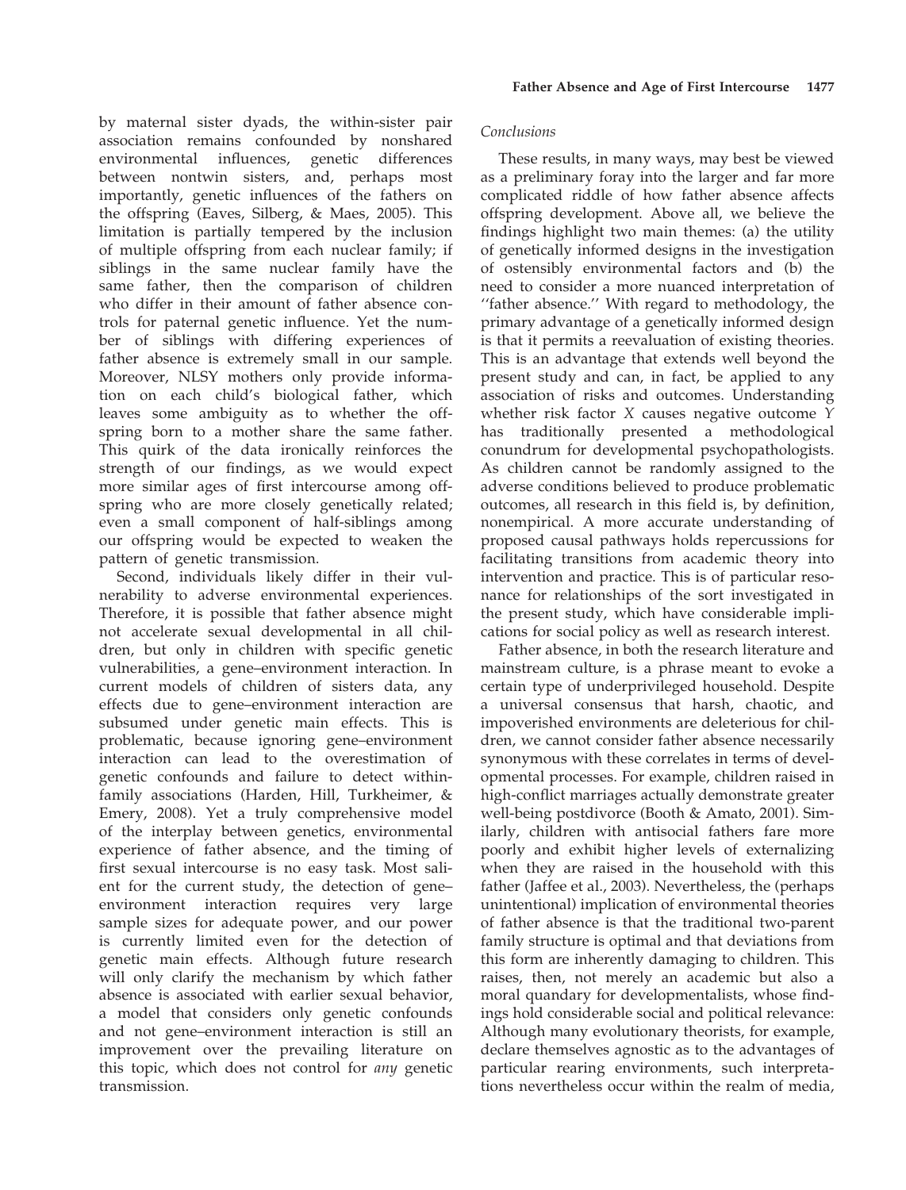by maternal sister dyads, the within-sister pair association remains confounded by nonshared environmental influences, genetic differences between nontwin sisters, and, perhaps most importantly, genetic influences of the fathers on the offspring (Eaves, Silberg, & Maes, 2005). This limitation is partially tempered by the inclusion of multiple offspring from each nuclear family; if siblings in the same nuclear family have the same father, then the comparison of children who differ in their amount of father absence controls for paternal genetic influence. Yet the number of siblings with differing experiences of father absence is extremely small in our sample. Moreover, NLSY mothers only provide information on each child's biological father, which leaves some ambiguity as to whether the offspring born to a mother share the same father. This quirk of the data ironically reinforces the strength of our findings, as we would expect more similar ages of first intercourse among offspring who are more closely genetically related; even a small component of half-siblings among our offspring would be expected to weaken the pattern of genetic transmission.

Second, individuals likely differ in their vulnerability to adverse environmental experiences. Therefore, it is possible that father absence might not accelerate sexual developmental in all children, but only in children with specific genetic vulnerabilities, a gene–environment interaction. In current models of children of sisters data, any effects due to gene–environment interaction are subsumed under genetic main effects. This is problematic, because ignoring gene–environment interaction can lead to the overestimation of genetic confounds and failure to detect within-family associations (Harden, Hill, Turkheimer, & Emery, 2008). Yet a truly comprehensive model of the interplay between genetics, environmental experience of father absence, and the timing of first sexual intercourse is no easy task. Most salient for the current study, the detection of gene–environment interaction requires very large sample sizes for adequate power, and our power is currently limited even for the detection of genetic main effects. Although future research will only clarify the mechanism by which father absence is associated with earlier sexual behavior, a model that considers only genetic confounds and not gene–environment interaction is still an improvement over the prevailing literature on this topic, which does not control for *any* genetic transmission.

### *Conclusions*

These results, in many ways, may best be viewed as a preliminary foray into the larger and far more complicated riddle of how father absence affects offspring development. Above all, we believe the findings highlight two main themes: (a) the utility of genetically informed designs in the investigation of ostensibly environmental factors and (b) the need to consider a more nuanced interpretation of "father absence." With regard to methodology, the primary advantage of a genetically informed design is that it permits a reevaluation of existing theories. This is an advantage that extends well beyond the present study and can, in fact, be applied to any association of risks and outcomes. Understanding whether risk factor *X* causes negative outcome *Y* has traditionally presented a methodological conundrum for developmental psychopathologists. As children cannot be randomly assigned to the adverse conditions believed to produce problematic outcomes, all research in this field is, by definition, nonempirical. A more accurate understanding of proposed causal pathways holds repercussions for facilitating transitions from academic theory into intervention and practice. This is of particular resonance for relationships of the sort investigated in the present study, which have considerable implications for social policy as well as research interest.

Father absence, in both the research literature and mainstream culture, is a phrase meant to evoke a certain type of underprivileged household. Despite a universal consensus that harsh, chaotic, and impoverished environments are deleterious for children, we cannot consider father absence necessarily synonymous with these correlates in terms of developmental processes. For example, children raised in high-conflict marriages actually demonstrate greater well-being postdivorce (Booth & Amato, 2001). Similarly, children with antisocial fathers fare more poorly and exhibit higher levels of externalizing when they are raised in the household with this father (Jaffee et al., 2003). Nevertheless, the (perhaps unintentional) implication of environmental theories of father absence is that the traditional two-parent family structure is optimal and that deviations from this form are inherently damaging to children. This raises, then, not merely an academic but also a moral quandary for developmentalists, whose findings hold considerable social and political relevance: Although many evolutionary theorists, for example, declare themselves agnostic as to the advantages of particular rearing environments, such interpretations nevertheless occur within the realm of media,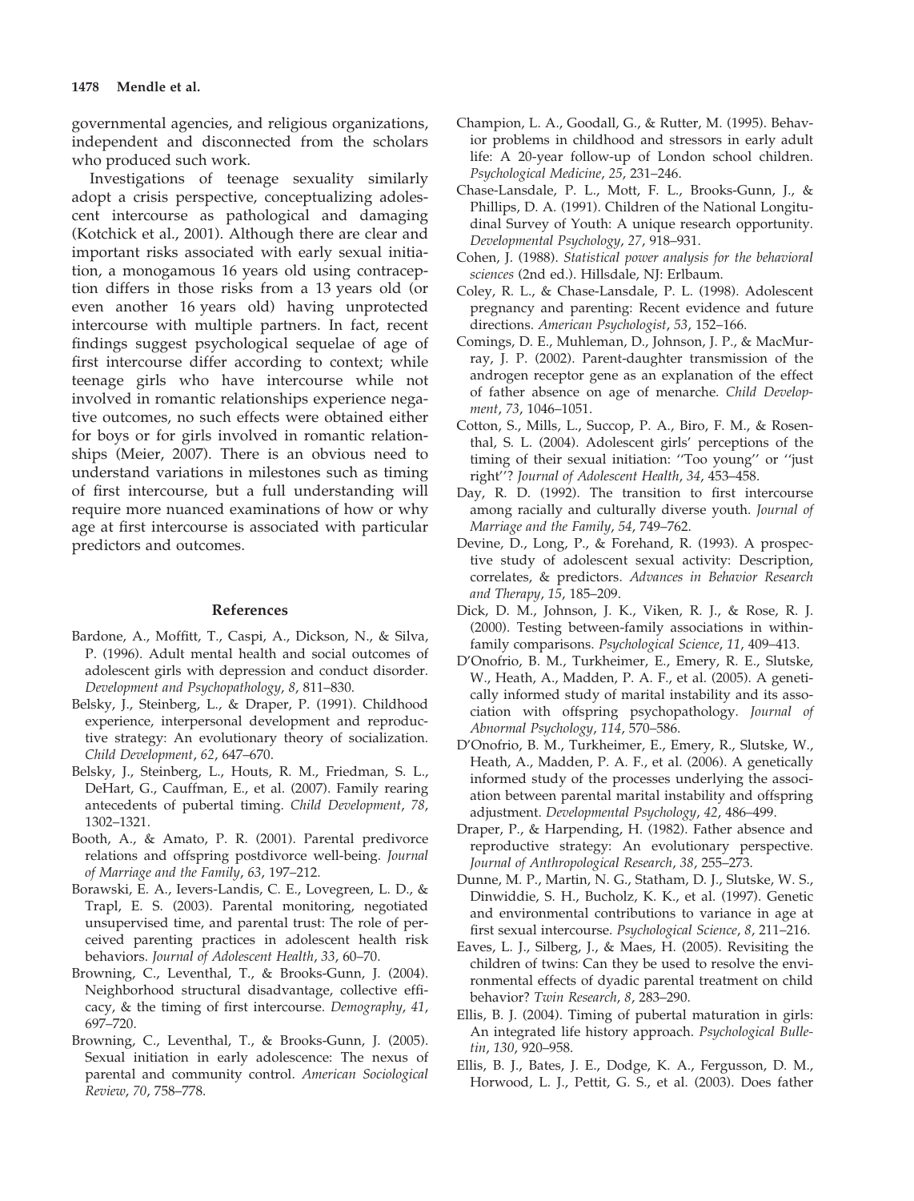governmental agencies, and religious organizations, independent and disconnected from the scholars who produced such work.

Investigations of teenage sexuality similarly adopt a crisis perspective, conceptualizing adolescent intercourse as pathological and damaging (Kotchick et al., 2001). Although there are clear and important risks associated with early sexual initiation, a monogamous 16 years old using contraception differs in those risks from a 13 years old (or even another 16 years old) having unprotected intercourse with multiple partners. In fact, recent findings suggest psychological sequelae of age of first intercourse differ according to context; while teenage girls who have intercourse while not involved in romantic relationships experience negative outcomes, no such effects were obtained either for boys or for girls involved in romantic relationships (Meier, 2007). There is an obvious need to understand variations in milestones such as timing of first intercourse, but a full understanding will require more nuanced examinations of how or why age at first intercourse is associated with particular predictors and outcomes.

## References

Bardone, A., Moffitt, T., Caspi, A., Dickson, N., & Silva, P. (1996). Adult mental health and social outcomes of adolescent girls with depression and conduct disorder. *Development and Psychopathology*, *8*, 811–830.

Belsky, J., Steinberg, L., & Draper, P. (1991). Childhood experience, interpersonal development and reproductive strategy: An evolutionary theory of socialization. *Child Development*, *62*, 647–670.

Belsky, J., Steinberg, L., Houts, R. M., Friedman, S. L., DeHart, G., Cauffman, E., et al. (2007). Family rearing antecedents of pubertal timing. *Child Development*, *78*, 1302–1321.

Booth, A., & Amato, P. R. (2001). Parental predivorce relations and offspring postdivorce well-being. *Journal of Marriage and the Family*, *63*, 197–212.

Borawski, E. A., Ievers-Landis, C. E., Lovegreen, L. D., & Trapl, E. S. (2003). Parental monitoring, negotiated unsupervised time, and parental trust: The role of perceived parenting practices in adolescent health risk behaviors. *Journal of Adolescent Health*, *33*, 60–70.

Browning, C., Leventhal, T., & Brooks-Gunn, J. (2004). Neighborhood structural disadvantage, collective efficacy, & the timing of first intercourse. *Demography*, *41*, 697–720.

Browning, C., Leventhal, T., & Brooks-Gunn, J. (2005). Sexual initiation in early adolescence: The nexus of parental and community control. *American Sociological Review*, *70*, 758–778.

Champion, L. A., Goodall, G., & Rutter, M. (1995). Behavior problems in childhood and stressors in early adult life: A 20-year follow-up of London school children. *Psychological Medicine*, *25*, 231–246.

Chase-Lansdale, P. L., Mott, F. L., Brooks-Gunn, J., & Phillips, D. A. (1991). Children of the National Longitudinal Survey of Youth: A unique research opportunity. *Developmental Psychology*, *27*, 918–931.

Cohen, J. (1988). *Statistical power analysis for the behavioral sciences* (2nd ed.). Hillsdale, NJ: Erlbaum.

Coley, R. L., & Chase-Lansdale, P. L. (1998). Adolescent pregnancy and parenting: Recent evidence and future directions. *American Psychologist*, *53*, 152–166.

Comings, D. E., Muhleman, D., Johnson, J. P., & MacMurray, J. P. (2002). Parent-daughter transmission of the androgen receptor gene as an explanation of the effect of father absence on age of menarche. *Child Development*, *73*, 1046–1051.

Cotton, S., Mills, L., Succop, P. A., Biro, F. M., & Rosenthal, S. L. (2004). Adolescent girls' perceptions of the timing of their sexual initiation: ''Too young'' or ''just right''? *Journal of Adolescent Health*, *34*, 453–458.

Day, R. D. (1992). The transition to first intercourse among racially and culturally diverse youth. *Journal of Marriage and the Family*, *54*, 749–762.

Devine, D., Long, P., & Forehand, R. (1993). A prospective study of adolescent sexual activity: Description, correlates, & predictors. *Advances in Behavior Research and Therapy*, *15*, 185–209.

Dick, D. M., Johnson, J. K., Viken, R. J., & Rose, R. J. (2000). Testing between-family associations in within-family comparisons. *Psychological Science*, *11*, 409–413.

D'Onofrio, B. M., Turkheimer, E., Emery, R. E., Slutske, W., Heath, A., Madden, P. A. F., et al. (2005). A genetically informed study of marital instability and its association with offspring psychopathology. *Journal of Abnormal Psychology*, *114*, 570–586.

D'Onofrio, B. M., Turkheimer, E., Emery, R., Slutske, W., Heath, A., Madden, P. A. F., et al. (2006). A genetically informed study of the processes underlying the association between parental marital instability and offspring adjustment. *Developmental Psychology*, *42*, 486–499.

Draper, P., & Harpending, H. (1982). Father absence and reproductive strategy: An evolutionary perspective. *Journal of Anthropological Research*, *38*, 255–273.

Dunne, M. P., Martin, N. G., Statham, D. J., Slutske, W. S., Dinwiddie, S. H., Bucholz, K. K., et al. (1997). Genetic and environmental contributions to variance in age at first sexual intercourse. *Psychological Science*, *8*, 211–216.

Eaves, L. J., Silberg, J., & Maes, H. (2005). Revisiting the children of twins: Can they be used to resolve the environmental effects of dyadic parental treatment on child behavior? *Twin Research*, *8*, 283–290.

Ellis, B. J. (2004). Timing of pubertal maturation in girls: An integrated life history approach. *Psychological Bulletin*, *130*, 920–958.

Ellis, B. J., Bates, J. E., Dodge, K. A., Fergusson, D. M., Horwood, L. J., Pettit, G. S., et al. (2003). Does father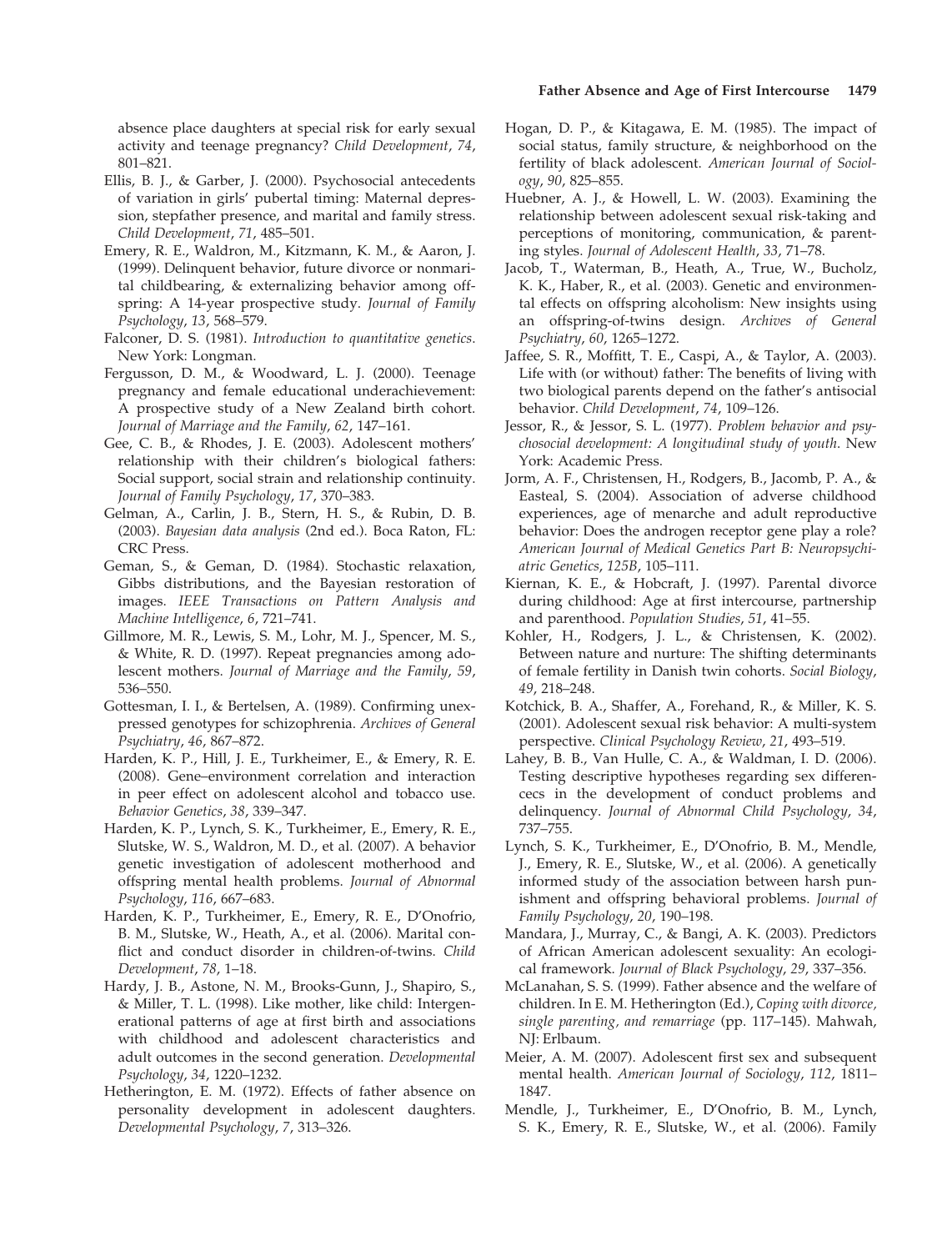absence place daughters at special risk for early sexual activity and teenage pregnancy? *Child Development*, *74*, 801–821.

Ellis, B. J., & Garber, J. (2000). Psychosocial antecedents of variation in girls' pubertal timing: Maternal depression, stepfather presence, and marital and family stress. *Child Development*, *71*, 485–501.

Emery, R. E., Waldron, M., Kitzmann, K. M., & Aaron, J. (1999). Delinquent behavior, future divorce or nonmarital childbearing, & externalizing behavior among offspring: A 14-year prospective study. *Journal of Family Psychology*, *13*, 568–579.

Falconer, D. S. (1981). *Introduction to quantitative genetics*. New York: Longman.

Fergusson, D. M., & Woodward, L. J. (2000). Teenage pregnancy and female educational underachievement: A prospective study of a New Zealand birth cohort. *Journal of Marriage and the Family*, *62*, 147–161.

Gee, C. B., & Rhodes, J. E. (2003). Adolescent mothers' relationship with their children's biological fathers: Social support, social strain and relationship continuity. *Journal of Family Psychology*, *17*, 370–383.

Gelman, A., Carlin, J. B., Stern, H. S., & Rubin, D. B. (2003). *Bayesian data analysis* (2nd ed.). Boca Raton, FL: CRC Press.

Geman, S., & Geman, D. (1984). Stochastic relaxation, Gibbs distributions, and the Bayesian restoration of images. *IEEE Transactions on Pattern Analysis and Machine Intelligence*, *6*, 721–741.

Gillmore, M. R., Lewis, S. M., Lohr, M. J., Spencer, M. S., & White, R. D. (1997). Repeat pregnancies among adolescent mothers. *Journal of Marriage and the Family*, *59*, 536–550.

Gottesman, I. I., & Bertelsen, A. (1989). Confirming unexpressed genotypes for schizophrenia. *Archives of General Psychiatry*, *46*, 867–872.

Harden, K. P., Hill, J. E., Turkheimer, E., & Emery, R. E. (2008). Gene–environment correlation and interaction in peer effect on adolescent alcohol and tobacco use. *Behavior Genetics*, *38*, 339–347.

Harden, K. P., Lynch, S. K., Turkheimer, E., Emery, R. E., Slutske, W. S., Waldron, M. D., et al. (2007). A behavior genetic investigation of adolescent motherhood and offspring mental health problems. *Journal of Abnormal Psychology*, *116*, 667–683.

Harden, K. P., Turkheimer, E., Emery, R. E., D'Onofrio, B. M., Slutske, W., Heath, A., et al. (2006). Marital conflict and conduct disorder in children-of-twins. *Child Development*, *78*, 1–18.

Hardy, J. B., Astone, N. M., Brooks-Gunn, J., Shapiro, S., & Miller, T. L. (1998). Like mother, like child: Intergenerational patterns of age at first birth and associations with childhood and adolescent characteristics and adult outcomes in the second generation. *Developmental Psychology*, *34*, 1220–1232.

Hetherington, E. M. (1972). Effects of father absence on personality development in adolescent daughters. *Developmental Psychology*, *7*, 313–326.

Hogan, D. P., & Kitagawa, E. M. (1985). The impact of social status, family structure, & neighborhood on the fertility of black adolescent. *American Journal of Sociology*, *90*, 825–855.

Huebner, A. J., & Howell, L. W. (2003). Examining the relationship between adolescent sexual risk-taking and perceptions of monitoring, communication, & parenting styles. *Journal of Adolescent Health*, *33*, 71–78.

Jacob, T., Waterman, B., Heath, A., True, W., Bucholz, K. K., Haber, R., et al. (2003). Genetic and environmental effects on offspring alcoholism: New insights using an offspring-of-twins design. *Archives of General Psychiatry*, *60*, 1265–1272.

Jaffee, S. R., Moffitt, T. E., Caspi, A., & Taylor, A. (2003). Life with (or without) father: The benefits of living with two biological parents depend on the father's antisocial behavior. *Child Development*, *74*, 109–126.

Jessor, R., & Jessor, S. L. (1977). *Problem behavior and psychosocial development: A longitudinal study of youth*. New York: Academic Press.

Jorm, A. F., Christensen, H., Rodgers, B., Jacomb, P. A., & Easteal, S. (2004). Association of adverse childhood experiences, age of menarche and adult reproductive behavior: Does the androgen receptor gene play a role? *American Journal of Medical Genetics Part B: Neuropsychiatric Genetics*, *125B*, 105–111.

Kiernan, K. E., & Hobcraft, J. (1997). Parental divorce during childhood: Age at first intercourse, partnership and parenthood. *Population Studies*, *51*, 41–55.

Kohler, H., Rodgers, J. L., & Christensen, K. (2002). Between nature and nurture: The shifting determinants of female fertility in Danish twin cohorts. *Social Biology*, *49*, 218–248.

Kotchick, B. A., Shaffer, A., Forehand, R., & Miller, K. S. (2001). Adolescent sexual risk behavior: A multi-system perspective. *Clinical Psychology Review*, *21*, 493–519.

Lahey, B. B., Van Hulle, C. A., & Waldman, I. D. (2006). Testing descriptive hypotheses regarding sex differencecs in the development of conduct problems and delinquency. *Journal of Abnormal Child Psychology*, *34*, 737–755.

Lynch, S. K., Turkheimer, E., D'Onofrio, B. M., Mendle, J., Emery, R. E., Slutske, W., et al. (2006). A genetically informed study of the association between harsh punishment and offspring behavioral problems. *Journal of Family Psychology*, *20*, 190–198.

Mandara, J., Murray, C., & Bangi, A. K. (2003). Predictors of African American adolescent sexuality: An ecological framework. *Journal of Black Psychology*, *29*, 337–356.

McLanahan, S. S. (1999). Father absence and the welfare of children. In E. M. Hetherington (Ed.), *Coping with divorce, single parenting, and remarriage* (pp. 117–145). Mahwah, NJ: Erlbaum.

Meier, A. M. (2007). Adolescent first sex and subsequent mental health. *American Journal of Sociology*, *112*, 1811–1847.

Mendle, J., Turkheimer, E., D'Onofrio, B. M., Lynch, S. K., Emery, R. E., Slutske, W., et al. (2006). Family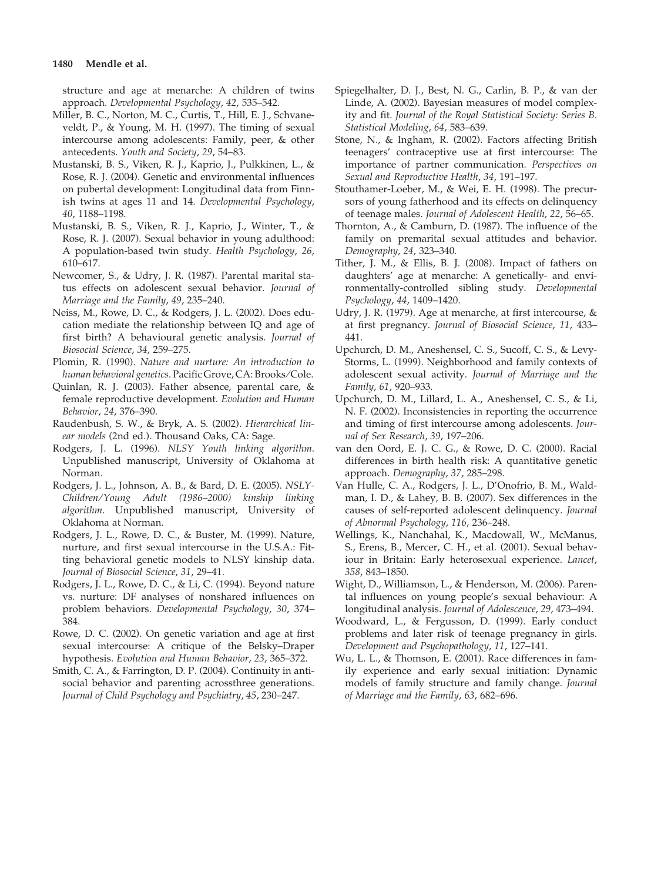structure and age at menarche: A children of twins approach. *Developmental Psychology*, *42*, 535–542.

Miller, B. C., Norton, M. C., Curtis, T., Hill, E. J., Schvaneveldt, P., & Young, M. H. (1997). The timing of sexual intercourse among adolescents: Family, peer, & other antecedents. *Youth and Society*, *29*, 54–83.

Mustanski, B. S., Viken, R. J., Kaprio, J., Pulkkinen, L., & Rose, R. J. (2004). Genetic and environmental influences on pubertal development: Longitudinal data from Finnish twins at ages 11 and 14. *Developmental Psychology*, *40*, 1188–1198.

Mustanski, B. S., Viken, R. J., Kaprio, J., Winter, T., & Rose, R. J. (2007). Sexual behavior in young adulthood: A population-based twin study. *Health Psychology*, *26*, 610–617.

Newcomer, S., & Udry, J. R. (1987). Parental marital status effects on adolescent sexual behavior. *Journal of Marriage and the Family*, *49*, 235–240.

Neiss, M., Rowe, D. C., & Rodgers, J. L. (2002). Does education mediate the relationship between IQ and age of first birth? A behavioural genetic analysis. *Journal of Biosocial Science*, *34*, 259–275.

Plomin, R. (1990). *Nature and nurture: An introduction to human behavioral genetics*. Pacific Grove, CA: Brooks/Cole.

Quinlan, R. J. (2003). Father absence, parental care, & female reproductive development. *Evolution and Human Behavior*, *24*, 376–390.

Raudenbush, S. W., & Bryk, A. S. (2002). *Hierarchical linear models* (2nd ed.). Thousand Oaks, CA: Sage.

Rodgers, J. L. (1996). *NLSY Youth linking algorithm*. Unpublished manuscript, University of Oklahoma at Norman.

Rodgers, J. L., Johnson, A. B., & Bard, D. E. (2005). *NSLY-Children/Young Adult (1986–2000) kinship linking algorithm*. Unpublished manuscript, University of Oklahoma at Norman.

Rodgers, J. L., Rowe, D. C., & Buster, M. (1999). Nature, nurture, and first sexual intercourse in the U.S.A.: Fitting behavioral genetic models to NLSY kinship data. *Journal of Biosocial Science*, *31*, 29–41.

Rodgers, J. L., Rowe, D. C., & Li, C. (1994). Beyond nature vs. nurture: DF analyses of nonshared influences on problem behaviors. *Developmental Psychology*, *30*, 374–384.

Rowe, D. C. (2002). On genetic variation and age at first sexual intercourse: A critique of the Belsky–Draper hypothesis. *Evolution and Human Behavior*, *23*, 365–372.

Smith, C. A., & Farrington, D. P. (2004). Continuity in antisocial behavior and parenting acrossthree generations. *Journal of Child Psychology and Psychiatry*, *45*, 230–247.

Spiegelhalter, D. J., Best, N. G., Carlin, B. P., & van der Linde, A. (2002). Bayesian measures of model complexity and fit. *Journal of the Royal Statistical Society: Series B. Statistical Modeling*, *64*, 583–639.

Stone, N., & Ingham, R. (2002). Factors affecting British teenagers' contraceptive use at first intercourse: The importance of partner communication. *Perspectives on Sexual and Reproductive Health*, *34*, 191–197.

Stouthamer-Loeber, M., & Wei, E. H. (1998). The precursors of young fatherhood and its effects on delinquency of teenage males. *Journal of Adolescent Health*, *22*, 56–65.

Thornton, A., & Camburn, D. (1987). The influence of the family on premarital sexual attitudes and behavior. *Demography*, *24*, 323–340.

Tither, J. M., & Ellis, B. J. (2008). Impact of fathers on daughters' age at menarche: A genetically- and environmentally-controlled sibling study. *Developmental Psychology*, *44*, 1409–1420.

Udry, J. R. (1979). Age at menarche, at first intercourse, & at first pregnancy. *Journal of Biosocial Science*, *11*, 433–441.

Upchurch, D. M., Aneshensel, C. S., Sucoff, C. S., & Levy-Storms, L. (1999). Neighborhood and family contexts of adolescent sexual activity. *Journal of Marriage and the Family*, *61*, 920–933.

Upchurch, D. M., Lillard, L. A., Aneshensel, C. S., & Li, N. F. (2002). Inconsistencies in reporting the occurrence and timing of first intercourse among adolescents. *Journal of Sex Research*, *39*, 197–206.

van den Oord, E. J. C. G., & Rowe, D. C. (2000). Racial differences in birth health risk: A quantitative genetic approach. *Demography*, *37*, 285–298.

Van Hulle, C. A., Rodgers, J. L., D'Onofrio, B. M., Waldman, I. D., & Lahey, B. B. (2007). Sex differences in the causes of self-reported adolescent delinquency. *Journal of Abnormal Psychology*, *116*, 236–248.

Wellings, K., Nanchahal, K., Macdowall, W., McManus, S., Erens, B., Mercer, C. H., et al. (2001). Sexual behaviour in Britain: Early heterosexual experience. *Lancet*, *358*, 843–1850.

Wight, D., Williamson, L., & Henderson, M. (2006). Parental influences on young people's sexual behaviour: A longitudinal analysis. *Journal of Adolescence*, *29*, 473–494.

Woodward, L., & Fergusson, D. (1999). Early conduct problems and later risk of teenage pregnancy in girls. *Development and Psychopathology*, *11*, 127–141.

Wu, L. L., & Thomson, E. (2001). Race differences in family experience and early sexual initiation: Dynamic models of family structure and family change. *Journal of Marriage and the Family*, *63*, 682–696.